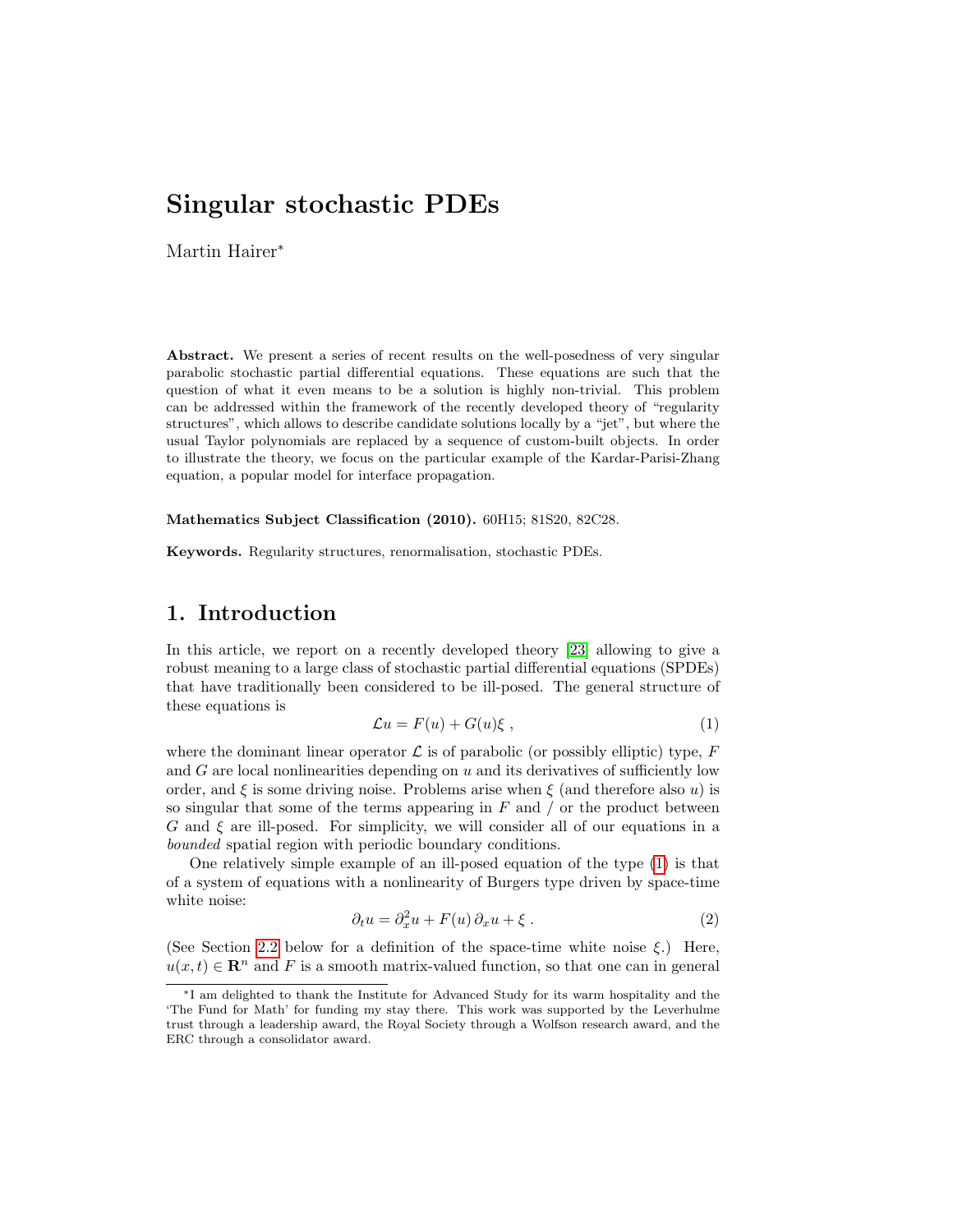# Singular stochastic PDEs

Martin Hairer*

**Abstract.** We present a series of recent results on the well-posedness of very singular parabolic stochastic partial differential equations. These equations are such that the question of what it even means to be a solution is highly non-trivial. This problem can be addressed within the framework of the recently developed theory of "regularity structures", which allows to describe candidate solutions locally by a "jet", but where the usual Taylor polynomials are replaced by a sequence of custom-built objects. In order to illustrate the theory, we focus on the particular example of the Kardar-Parisi-Zhang equation, a popular model for interface propagation.

**Mathematics Subject Classification (2010).** 60H15; 81S20, 82C28.

**Keywords.** Regularity structures, renormalisation, stochastic PDEs.

## 1. Introduction

In this article, we report on a recently developed theory [23] allowing to give a robust meaning to a large class of stochastic partial differential equations (SPDEs) that have traditionally been considered to be ill-posed. The general structure of these equations is

$$\mathcal{L}u = F(u) + G(u)\xi \ , \tag{1}$$

where the dominant linear operator $\mathcal{L}$ is of parabolic (or possibly elliptic) type, $F$ and $G$ are local nonlinearities depending on $u$ and its derivatives of sufficiently low order, and $\xi$ is some driving noise. Problems arise when $\xi$ (and therefore also $u$) is so singular that some of the terms appearing in $F$ and / or the product between $G$ and $\xi$ are ill-posed. For simplicity, we will consider all of our equations in a *bounded* spatial region with periodic boundary conditions.

One relatively simple example of an ill-posed equation of the type (1) is that of a system of equations with a nonlinearity of Burgers type driven by space-time white noise:

$$\partial_t u = \partial_x^2 u + F(u)\,\partial_x u + \xi \ . \tag{2}$$

(See Section 2.2 below for a definition of the space-time white noise $\xi$.) Here, $u(x,t) \in \mathbf{R}^n$ and $F$ is a smooth matrix-valued function, so that one can in general

---

*I am delighted to thank the Institute for Advanced Study for its warm hospitality and the 'The Fund for Math' for funding my stay there. This work was supported by the Leverhulme trust through a leadership award, the Royal Society through a Wolfson research award, and the ERC through a consolidator award.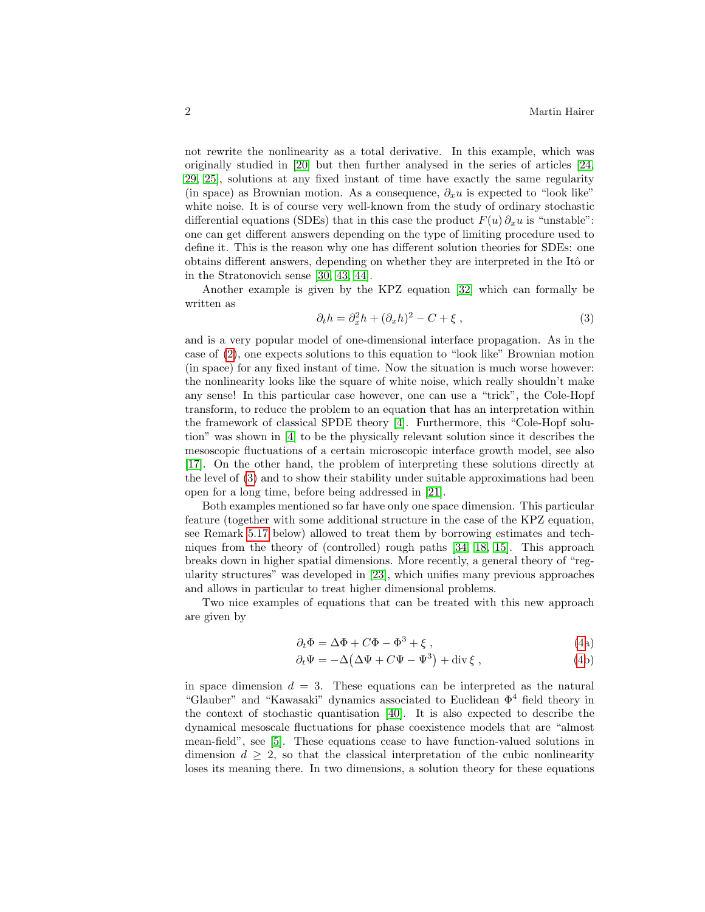not rewrite the nonlinearity as a total derivative. In this example, which was originally studied in [20] but then further analysed in the series of articles [24, 29, 25], solutions at any fixed instant of time have exactly the same regularity (in space) as Brownian motion. As a consequence, $\partial_x u$ is expected to "look like" white noise. It is of course very well-known from the study of ordinary stochastic differential equations (SDEs) that in this case the product $F(u)\,\partial_x u$ is "unstable": one can get different answers depending on the type of limiting procedure used to define it. This is the reason why one has different solution theories for SDEs: one obtains different answers, depending on whether they are interpreted in the Itô or in the Stratonovich sense [30, 43, 44].

Another example is given by the KPZ equation [32] which can formally be written as

$$\partial_t h = \partial_x^2 h + (\partial_x h)^2 - C + \xi\;, \tag{3}$$

and is a very popular model of one-dimensional interface propagation. As in the case of (2), one expects solutions to this equation to "look like" Brownian motion (in space) for any fixed instant of time. Now the situation is much worse however: the nonlinearity looks like the square of white noise, which really shouldn't make any sense! In this particular case however, one can use a "trick", the Cole-Hopf transform, to reduce the problem to an equation that has an interpretation within the framework of classical SPDE theory [4]. Furthermore, this "Cole-Hopf solution" was shown in [4] to be the physically relevant solution since it describes the mesoscopic fluctuations of a certain microscopic interface growth model, see also [17]. On the other hand, the problem of interpreting these solutions directly at the level of (3) and to show their stability under suitable approximations had been open for a long time, before being addressed in [21].

Both examples mentioned so far have only one space dimension. This particular feature (together with some additional structure in the case of the KPZ equation, see Remark 5.17 below) allowed to treat them by borrowing estimates and techniques from the theory of (controlled) rough paths [34, 18, 15]. This approach breaks down in higher spatial dimensions. More recently, a general theory of "regularity structures" was developed in [23], which unifies many previous approaches and allows in particular to treat higher dimensional problems.

Two nice examples of equations that can be treated with this new approach are given by

$$\partial_t \Phi = \Delta\Phi + C\Phi - \Phi^3 + \xi\;, \tag{4a}$$

$$\partial_t \Psi = -\Delta\big(\Delta\Psi + C\Psi - \Psi^3\big) + \operatorname{div}\xi\;, \tag{4b}$$

in space dimension $d = 3$. These equations can be interpreted as the natural "Glauber" and "Kawasaki" dynamics associated to Euclidean $\Phi^4$ field theory in the context of stochastic quantisation [40]. It is also expected to describe the dynamical mesoscale fluctuations for phase coexistence models that are "almost mean-field", see [5]. These equations cease to have function-valued solutions in dimension $d \geq 2$, so that the classical interpretation of the cubic nonlinearity loses its meaning there. In two dimensions, a solution theory for these equations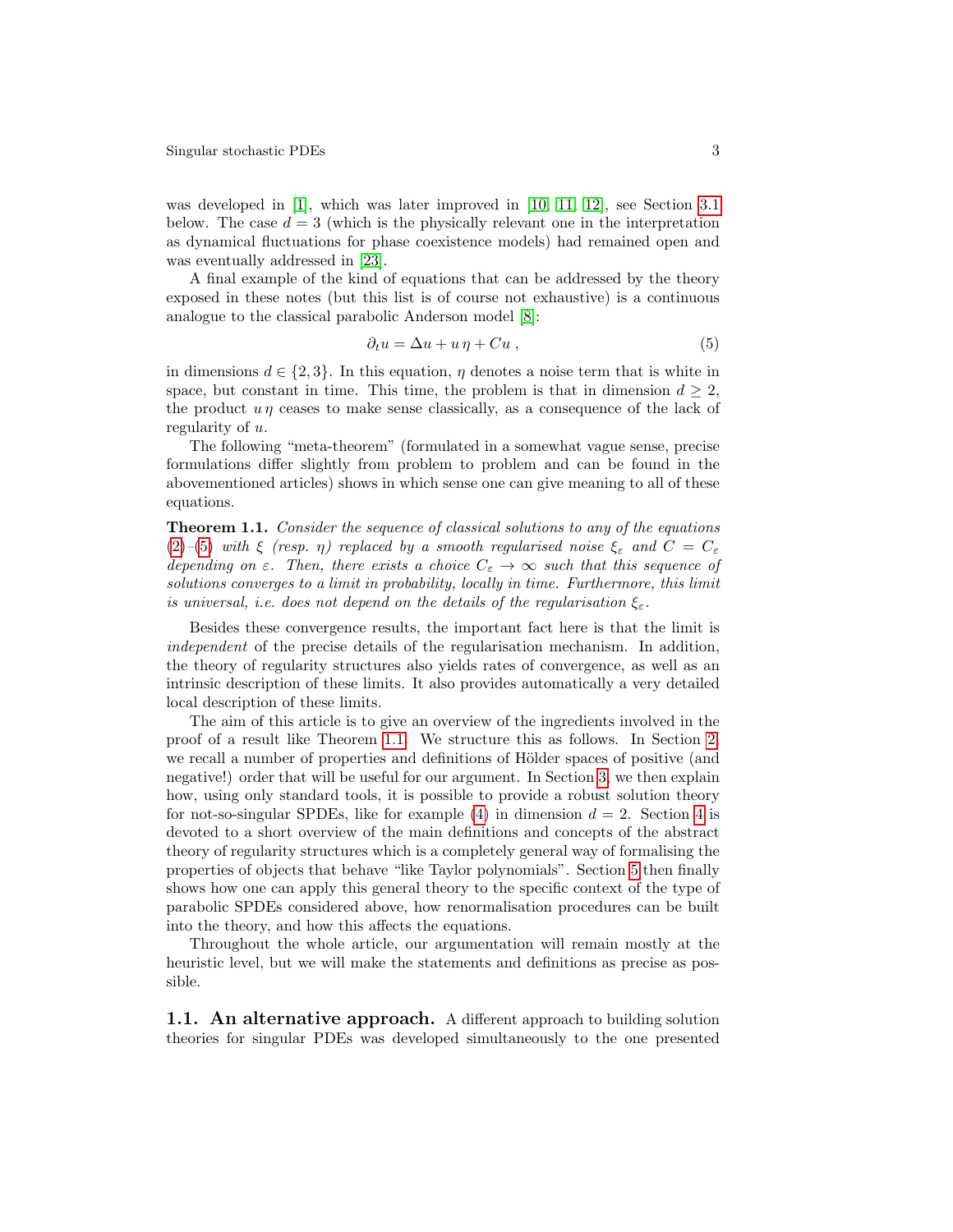was developed in [1], which was later improved in [10, 11, 12], see Section 3.1 below. The case $d = 3$ (which is the physically relevant one in the interpretation as dynamical fluctuations for phase coexistence models) had remained open and was eventually addressed in [23].

A final example of the kind of equations that can be addressed by the theory exposed in these notes (but this list is of course not exhaustive) is a continuous analogue to the classical parabolic Anderson model [8]:

$$\partial_t u = \Delta u + u\,\eta + Cu\;, \tag{5}$$

in dimensions $d \in \{2, 3\}$. In this equation, $\eta$ denotes a noise term that is white in space, but constant in time. This time, the problem is that in dimension $d \geq 2$, the product $u\,\eta$ ceases to make sense classically, as a consequence of the lack of regularity of $u$.

The following "meta-theorem" (formulated in a somewhat vague sense, precise formulations differ slightly from problem to problem and can be found in the abovementioned articles) shows in which sense one can give meaning to all of these equations.

**Theorem 1.1.** *Consider the sequence of classical solutions to any of the equations (2)–(5) with $\xi$ (resp. $\eta$) replaced by a smooth regularised noise $\xi_\varepsilon$ and $C = C_\varepsilon$ depending on $\varepsilon$. Then, there exists a choice $C_\varepsilon \to \infty$ such that this sequence of solutions converges to a limit in probability, locally in time. Furthermore, this limit is universal, i.e. does not depend on the details of the regularisation $\xi_\varepsilon$.*

Besides these convergence results, the important fact here is that the limit is *independent* of the precise details of the regularisation mechanism. In addition, the theory of regularity structures also yields rates of convergence, as well as an intrinsic description of these limits. It also provides automatically a very detailed local description of these limits.

The aim of this article is to give an overview of the ingredients involved in the proof of a result like Theorem 1.1. We structure this as follows. In Section 2, we recall a number of properties and definitions of Hölder spaces of positive (and negative!) order that will be useful for our argument. In Section 3, we then explain how, using only standard tools, it is possible to provide a robust solution theory for not-so-singular SPDEs, like for example (4) in dimension $d = 2$. Section 4 is devoted to a short overview of the main definitions and concepts of the abstract theory of regularity structures which is a completely general way of formalising the properties of objects that behave "like Taylor polynomials". Section 5 then finally shows how one can apply this general theory to the specific context of the type of parabolic SPDEs considered above, how renormalisation procedures can be built into the theory, and how this affects the equations.

Throughout the whole article, our argumentation will remain mostly at the heuristic level, but we will make the statements and definitions as precise as possible.

### 1.1. An alternative approach.

A different approach to building solution theories for singular PDEs was developed simultaneously to the one presented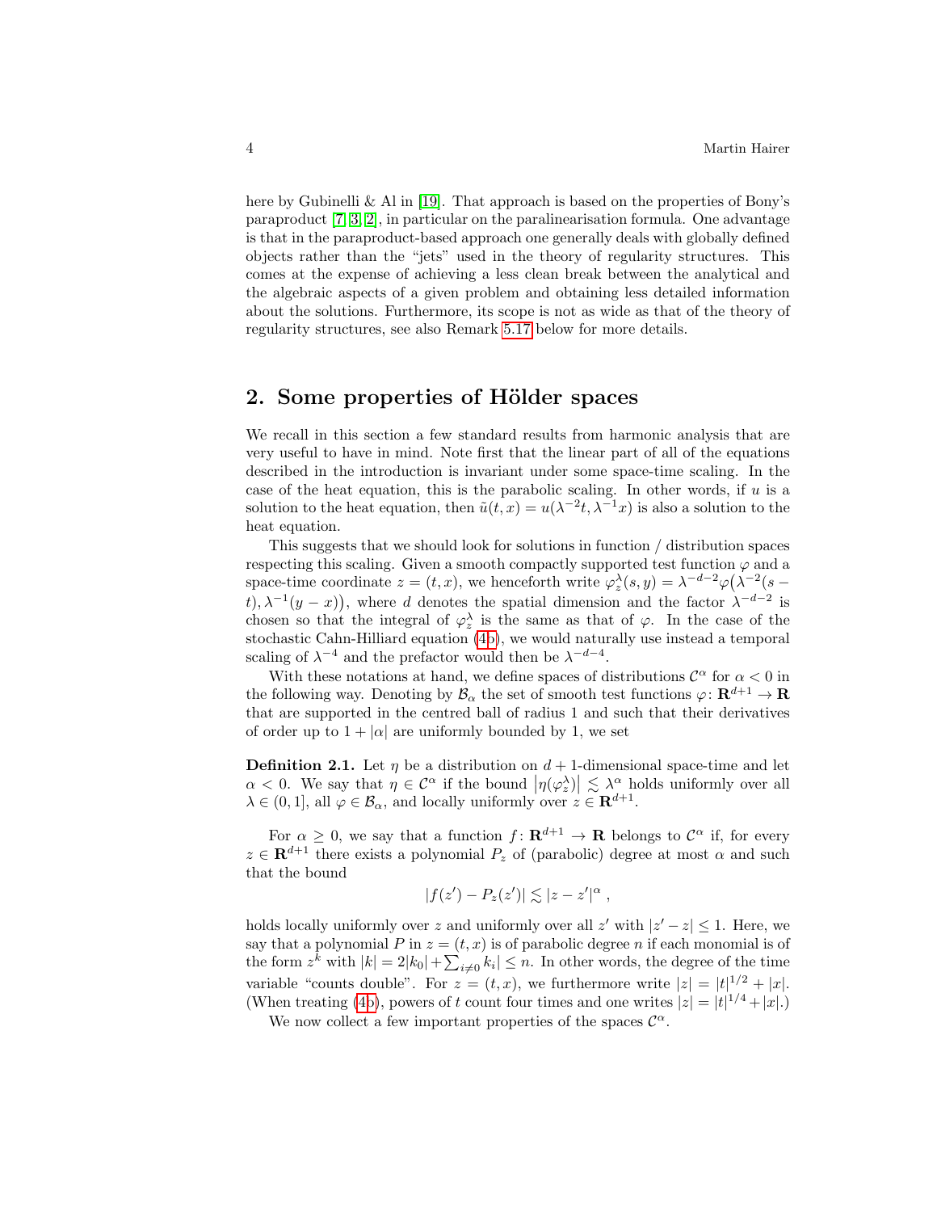here by Gubinelli & Al in [19]. That approach is based on the properties of Bony's paraproduct [7, 3, 2], in particular on the paralinearisation formula. One advantage is that in the paraproduct-based approach one generally deals with globally defined objects rather than the "jets" used in the theory of regularity structures. This comes at the expense of achieving a less clean break between the analytical and the algebraic aspects of a given problem and obtaining less detailed information about the solutions. Furthermore, its scope is not as wide as that of the theory of regularity structures, see also Remark 5.17 below for more details.

## 2. Some properties of Hölder spaces

We recall in this section a few standard results from harmonic analysis that are very useful to have in mind. Note first that the linear part of all of the equations described in the introduction is invariant under some space-time scaling. In the case of the heat equation, this is the parabolic scaling. In other words, if $u$ is a solution to the heat equation, then $\tilde u(t,x) = u(\lambda^{-2}t, \lambda^{-1}x)$ is also a solution to the heat equation.

This suggests that we should look for solutions in function / distribution spaces respecting this scaling. Given a smooth compactly supported test function $\varphi$ and a space-time coordinate $z = (t,x)$, we henceforth write $\varphi_z^\lambda(s,y) = \lambda^{-d-2}\varphi\big(\lambda^{-2}(s-t), \lambda^{-1}(y-x)\big)$, where $d$ denotes the spatial dimension and the factor $\lambda^{-d-2}$ is chosen so that the integral of $\varphi_z^\lambda$ is the same as that of $\varphi$. In the case of the stochastic Cahn-Hilliard equation (4b), we would naturally use instead a temporal scaling of $\lambda^{-4}$ and the prefactor would then be $\lambda^{-d-4}$.

With these notations at hand, we define spaces of distributions $\mathcal{C}^\alpha$ for $\alpha < 0$ in the following way. Denoting by $\mathcal{B}_\alpha$ the set of smooth test functions $\varphi\colon \mathbf{R}^{d+1} \to \mathbf{R}$ that are supported in the centred ball of radius 1 and such that their derivatives of order up to $1 + |\alpha|$ are uniformly bounded by 1, we set

**Definition 2.1.** Let $\eta$ be a distribution on $d+1$-dimensional space-time and let $\alpha < 0$. We say that $\eta \in \mathcal{C}^\alpha$ if the bound $\big|\eta(\varphi_z^\lambda)\big| \lesssim \lambda^\alpha$ holds uniformly over all $\lambda \in (0,1]$, all $\varphi \in \mathcal{B}_\alpha$, and locally uniformly over $z \in \mathbf{R}^{d+1}$.

For $\alpha \geq 0$, we say that a function $f\colon \mathbf{R}^{d+1} \to \mathbf{R}$ belongs to $\mathcal{C}^\alpha$ if, for every $z \in \mathbf{R}^{d+1}$ there exists a polynomial $P_z$ of (parabolic) degree at most $\alpha$ and such that the bound

$$|f(z') - P_z(z')| \lesssim |z - z'|^\alpha\;,$$

holds locally uniformly over $z$ and uniformly over all $z'$ with $|z' - z| \leq 1$. Here, we say that a polynomial $P$ in $z = (t,x)$ is of parabolic degree $n$ if each monomial is of the form $z^k$ with $|k| = 2|k_0| + \sum_{i\neq 0} k_i| \leq n$. In other words, the degree of the time variable "counts double". For $z = (t,x)$, we furthermore write $|z| = |t|^{1/2} + |x|$. (When treating (4b), powers of $t$ count four times and one writes $|z| = |t|^{1/4} + |x|$.)

We now collect a few important properties of the spaces $\mathcal{C}^\alpha$.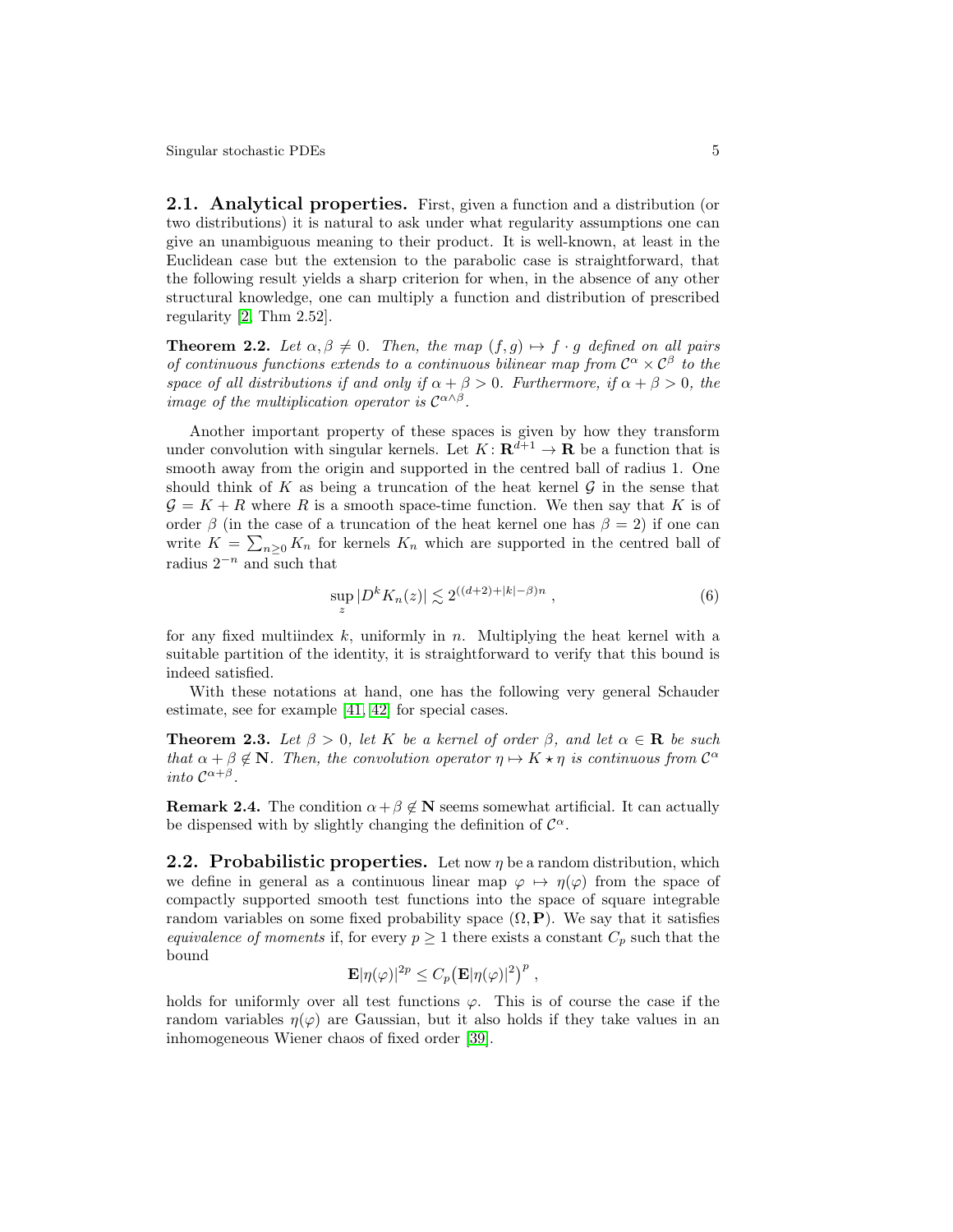## 2.1. Analytical properties.

First, given a function and a distribution (or two distributions) it is natural to ask under what regularity assumptions one can give an unambiguous meaning to their product. It is well-known, at least in the Euclidean case but the extension to the parabolic case is straightforward, that the following result yields a sharp criterion for when, in the absence of any other structural knowledge, one can multiply a function and distribution of prescribed regularity [2, Thm 2.52].

**Theorem 2.2.** *Let $\alpha, \beta \neq 0$. Then, the map $(f, g) \mapsto f \cdot g$ defined on all pairs of continuous functions extends to a continuous bilinear map from $\mathcal{C}^\alpha \times \mathcal{C}^\beta$ to the space of all distributions if and only if $\alpha + \beta > 0$. Furthermore, if $\alpha + \beta > 0$, the image of the multiplication operator is $\mathcal{C}^{\alpha \wedge \beta}$.*

Another important property of these spaces is given by how they transform under convolution with singular kernels. Let $K\colon \mathbf{R}^{d+1} \to \mathbf{R}$ be a function that is smooth away from the origin and supported in the centred ball of radius 1. One should think of $K$ as being a truncation of the heat kernel $\mathcal{G}$ in the sense that $\mathcal{G} = K + R$ where $R$ is a smooth space-time function. We then say that $K$ is of order $\beta$ (in the case of a truncation of the heat kernel one has $\beta = 2$) if one can write $K = \sum_{n \geq 0} K_n$ for kernels $K_n$ which are supported in the centred ball of radius $2^{-n}$ and such that

$$\sup_z |D^k K_n(z)| \lesssim 2^{((d+2)+|k|-\beta)n} , \tag{6}$$

for any fixed multiindex $k$, uniformly in $n$. Multiplying the heat kernel with a suitable partition of the identity, it is straightforward to verify that this bound is indeed satisfied.

With these notations at hand, one has the following very general Schauder estimate, see for example [41, 42] for special cases.

**Theorem 2.3.** *Let $\beta > 0$, let $K$ be a kernel of order $\beta$, and let $\alpha \in \mathbf{R}$ be such that $\alpha + \beta \notin \mathbf{N}$. Then, the convolution operator $\eta \mapsto K \star \eta$ is continuous from $\mathcal{C}^\alpha$ into $\mathcal{C}^{\alpha+\beta}$.*

**Remark 2.4.** The condition $\alpha + \beta \notin \mathbf{N}$ seems somewhat artificial. It can actually be dispensed with by slightly changing the definition of $\mathcal{C}^\alpha$.

## 2.2. Probabilistic properties.

Let now $\eta$ be a random distribution, which we define in general as a continuous linear map $\varphi \mapsto \eta(\varphi)$ from the space of compactly supported smooth test functions into the space of square integrable random variables on some fixed probability space $(\Omega, \mathbf{P})$. We say that it satisfies *equivalence of moments* if, for every $p \geq 1$ there exists a constant $C_p$ such that the bound

$$\mathbf{E}|\eta(\varphi)|^{2p} \leq C_p \big(\mathbf{E}|\eta(\varphi)|^2\big)^p ,$$

holds for uniformly over all test functions $\varphi$. This is of course the case if the random variables $\eta(\varphi)$ are Gaussian, but it also holds if they take values in an inhomogeneous Wiener chaos of fixed order [39].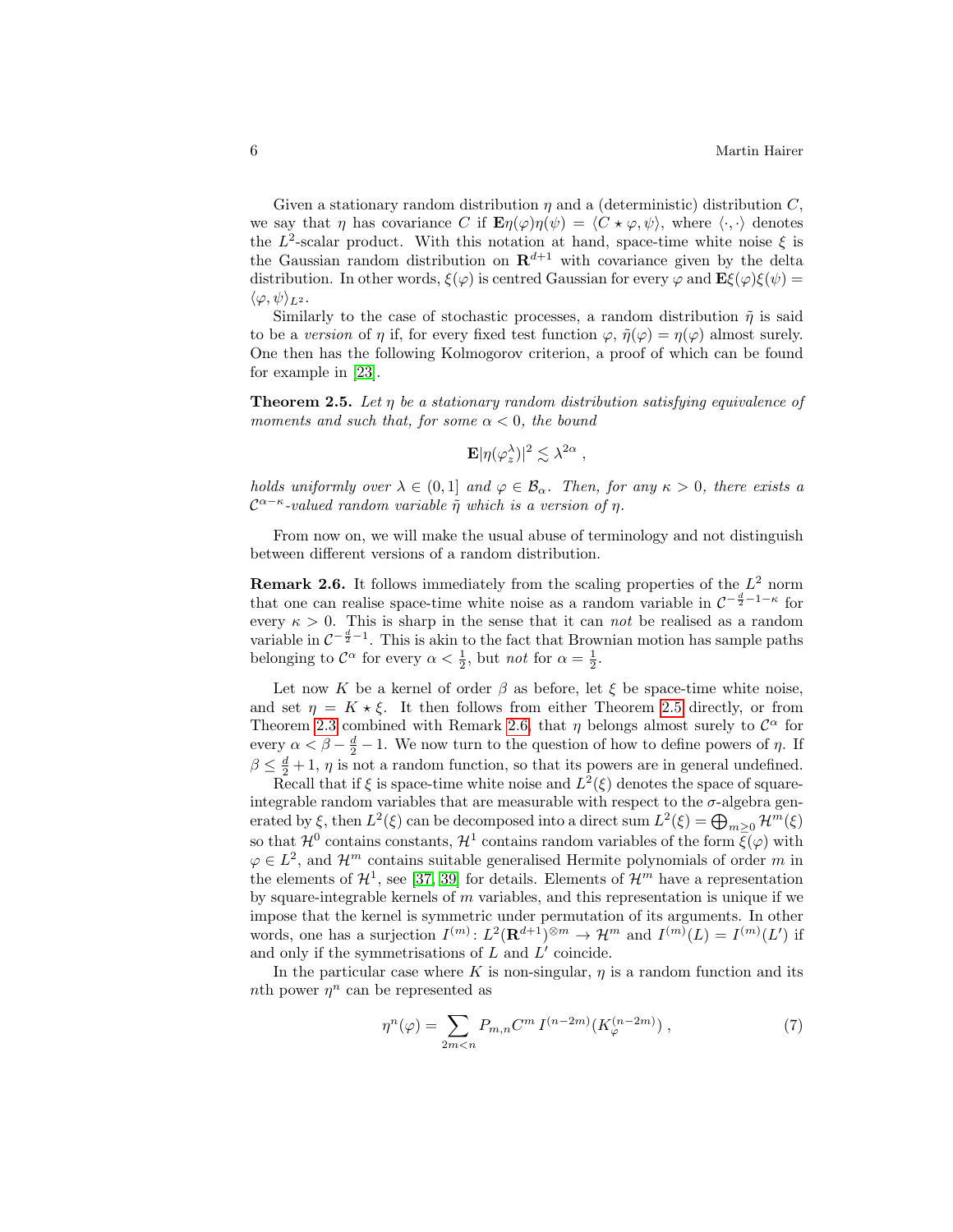Given a stationary random distribution $\eta$ and a (deterministic) distribution $C$, we say that $\eta$ has covariance $C$ if $\mathbf{E}\eta(\varphi)\eta(\psi) = \langle C \star \varphi, \psi\rangle$, where $\langle\cdot,\cdot\rangle$ denotes the $L^2$-scalar product. With this notation at hand, space-time white noise $\xi$ is the Gaussian random distribution on $\mathbf{R}^{d+1}$ with covariance given by the delta distribution. In other words, $\xi(\varphi)$ is centred Gaussian for every $\varphi$ and $\mathbf{E}\xi(\varphi)\xi(\psi) = \langle\varphi,\psi\rangle_{L^2}$.

Similarly to the case of stochastic processes, a random distribution $\tilde\eta$ is said to be a *version* of $\eta$ if, for every fixed test function $\varphi$, $\tilde\eta(\varphi) = \eta(\varphi)$ almost surely. One then has the following Kolmogorov criterion, a proof of which can be found for example in [23].

**Theorem 2.5.** *Let $\eta$ be a stationary random distribution satisfying equivalence of moments and such that, for some $\alpha < 0$, the bound*

$$\mathbf{E}|\eta(\varphi_z^\lambda)|^2 \lesssim \lambda^{2\alpha}\;,$$

*holds uniformly over $\lambda \in (0,1]$ and $\varphi \in \mathcal{B}_\alpha$. Then, for any $\kappa > 0$, there exists a $\mathcal{C}^{\alpha-\kappa}$-valued random variable $\tilde\eta$ which is a version of $\eta$.*

From now on, we will make the usual abuse of terminology and not distinguish between different versions of a random distribution.

**Remark 2.6.** It follows immediately from the scaling properties of the $L^2$ norm that one can realise space-time white noise as a random variable in $\mathcal{C}^{-\frac{d}{2}-1-\kappa}$ for every $\kappa > 0$. This is sharp in the sense that it can *not* be realised as a random variable in $\mathcal{C}^{-\frac{d}{2}-1}$. This is akin to the fact that Brownian motion has sample paths belonging to $\mathcal{C}^\alpha$ for every $\alpha < \frac{1}{2}$, but *not* for $\alpha = \frac{1}{2}$.

Let now $K$ be a kernel of order $\beta$ as before, let $\xi$ be space-time white noise, and set $\eta = K \star \xi$. It then follows from either Theorem 2.5 directly, or from Theorem 2.3 combined with Remark 2.6, that $\eta$ belongs almost surely to $\mathcal{C}^\alpha$ for every $\alpha < \beta - \frac{d}{2} - 1$. We now turn to the question of how to define powers of $\eta$. If $\beta \le \frac{d}{2} + 1$, $\eta$ is not a random function, so that its powers are in general undefined.

Recall that if $\xi$ is space-time white noise and $L^2(\xi)$ denotes the space of square-integrable random variables that are measurable with respect to the $\sigma$-algebra generated by $\xi$, then $L^2(\xi)$ can be decomposed into a direct sum $L^2(\xi) = \bigoplus_{m\ge 0}\mathcal{H}^m(\xi)$ so that $\mathcal{H}^0$ contains constants, $\mathcal{H}^1$ contains random variables of the form $\xi(\varphi)$ with $\varphi \in L^2$, and $\mathcal{H}^m$ contains suitable generalised Hermite polynomials of order $m$ in the elements of $\mathcal{H}^1$, see [37, 39] for details. Elements of $\mathcal{H}^m$ have a representation by square-integrable kernels of $m$ variables, and this representation is unique if we impose that the kernel is symmetric under permutation of its arguments. In other words, one has a surjection $I^{(m)}\colon L^2(\mathbf{R}^{d+1})^{\otimes m} \to \mathcal{H}^m$ and $I^{(m)}(L) = I^{(m)}(L')$ if and only if the symmetrisations of $L$ and $L'$ coincide.

In the particular case where $K$ is non-singular, $\eta$ is a random function and its $n$th power $\eta^n$ can be represented as

$$\eta^n(\varphi) = \sum_{2m<n} P_{m,n} C^m\, I^{(n-2m)}(K_\varphi^{(n-2m)})\;, \tag{7}$$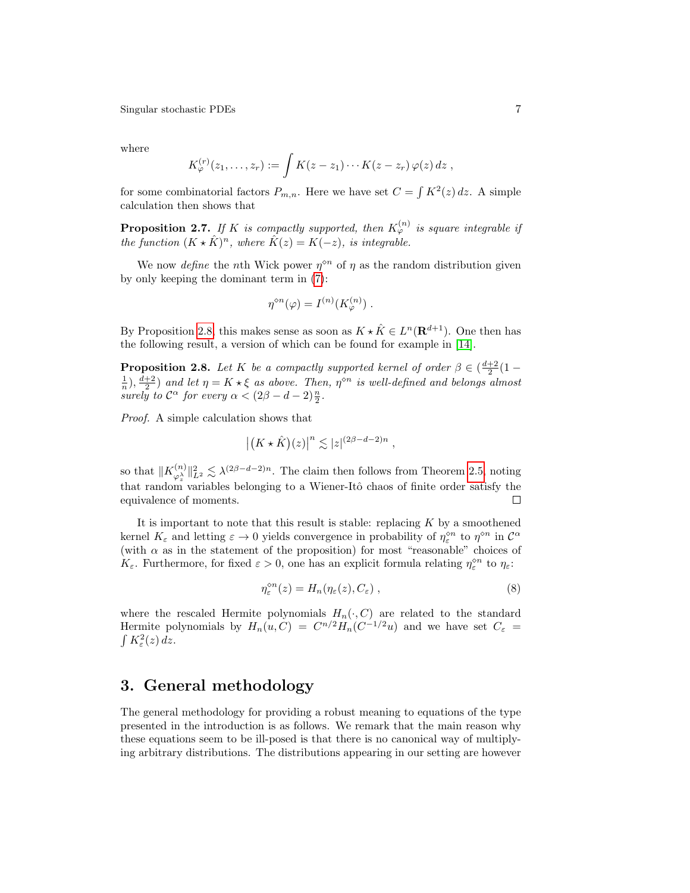where

$$K_\varphi^{(r)}(z_1,\dots,z_r) := \int K(z-z_1)\cdots K(z-z_r)\,\varphi(z)\,dz\;,$$

for some combinatorial factors $P_{m,n}$. Here we have set $C = \int K^2(z)\,dz$. A simple calculation then shows that

**Proposition 2.7.** *If $K$ is compactly supported, then $K_\varphi^{(n)}$ is square integrable if the function $(K \star \hat K)^n$, where $\hat K(z) = K(-z)$, is integrable.*

We now *define* the $n$th Wick power $\eta^{\diamond n}$ of $\eta$ as the random distribution given by only keeping the dominant term in (7):

$$\eta^{\diamond n}(\varphi) = I^{(n)}(K_\varphi^{(n)})\;.$$

By Proposition 2.8, this makes sense as soon as $K\star \hat K \in L^n(\mathbf{R}^{d+1})$. One then has the following result, a version of which can be found for example in [14].

**Proposition 2.8.** *Let $K$ be a compactly supported kernel of order $\beta \in (\frac{d+2}{2}(1-\frac{1}{n}),\frac{d+2}{2})$ and let $\eta = K\star\xi$ as above. Then, $\eta^{\diamond n}$ is well-defined and belongs almost surely to $\mathcal{C}^\alpha$ for every $\alpha < (2\beta-d-2)\frac{n}{2}$.*

*Proof.* A simple calculation shows that

$$\big|\big(K\star\hat K\big)(z)\big|^n \lesssim |z|^{(2\beta-d-2)n}\;,$$

so that $\|K_{\varphi_z^\lambda}^{(n)}\|_{L^2}^2 \lesssim \lambda^{(2\beta-d-2)n}$. The claim then follows from Theorem 2.5, noting that random variables belonging to a Wiener-Itô chaos of finite order satisfy the equivalence of moments. □

It is important to note that this result is stable: replacing $K$ by a smoothened kernel $K_\varepsilon$ and letting $\varepsilon \to 0$ yields convergence in probability of $\eta_\varepsilon^{\diamond n}$ to $\eta^{\diamond n}$ in $\mathcal{C}^\alpha$ (with $\alpha$ as in the statement of the proposition) for most "reasonable" choices of $K_\varepsilon$. Furthermore, for fixed $\varepsilon > 0$, one has an explicit formula relating $\eta_\varepsilon^{\diamond n}$ to $\eta_\varepsilon$:

$$\eta_\varepsilon^{\diamond n}(z) = H_n(\eta_\varepsilon(z), C_\varepsilon)\;, \tag{8}$$

where the rescaled Hermite polynomials $H_n(\cdot, C)$ are related to the standard Hermite polynomials by $H_n(u,C) = C^{n/2}H_n(C^{-1/2}u)$ and we have set $C_\varepsilon = \int K_\varepsilon^2(z)\,dz$.

## 3. General methodology

The general methodology for providing a robust meaning to equations of the type presented in the introduction is as follows. We remark that the main reason why these equations seem to be ill-posed is that there is no canonical way of multiplying arbitrary distributions. The distributions appearing in our setting are however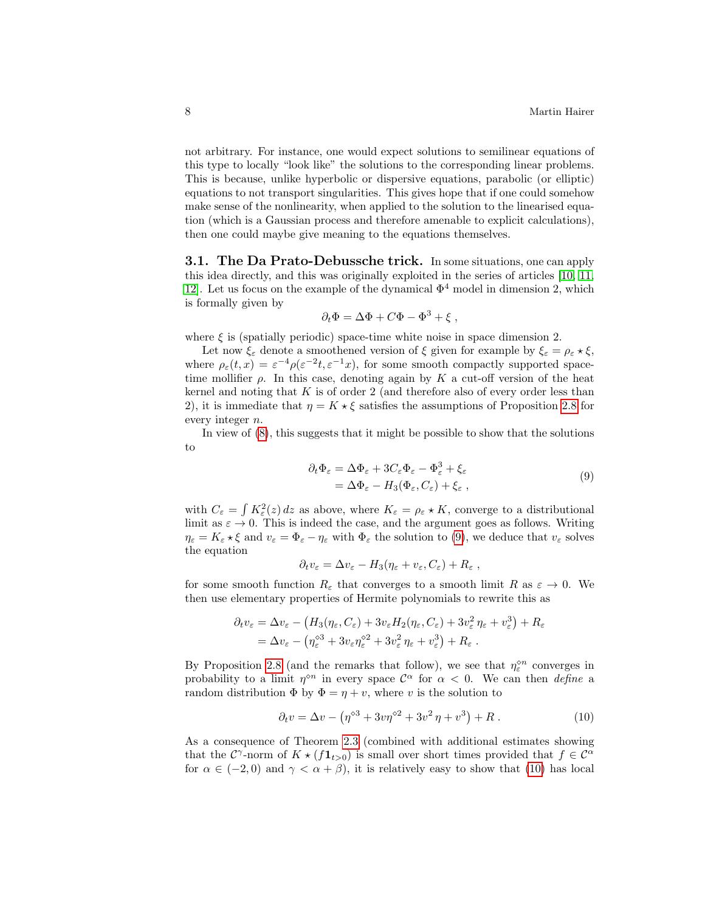not arbitrary. For instance, one would expect solutions to semilinear equations of this type to locally "look like" the solutions to the corresponding linear problems. This is because, unlike hyperbolic or dispersive equations, parabolic (or elliptic) equations to not transport singularities. This gives hope that if one could somehow make sense of the nonlinearity, when applied to the solution to the linearised equation (which is a Gaussian process and therefore amenable to explicit calculations), then one could maybe give meaning to the equations themselves.

**3.1. The Da Prato-Debussche trick.** In some situations, one can apply this idea directly, and this was originally exploited in the series of articles [10, 11, 12]. Let us focus on the example of the dynamical $\Phi^4$ model in dimension 2, which is formally given by

$$\partial_t \Phi = \Delta\Phi + C\Phi - \Phi^3 + \xi \;,$$

where $\xi$ is (spatially periodic) space-time white noise in space dimension 2.

Let now $\xi_\varepsilon$ denote a smoothened version of $\xi$ given for example by $\xi_\varepsilon = \rho_\varepsilon \star \xi$, where $\rho_\varepsilon(t,x) = \varepsilon^{-4}\rho(\varepsilon^{-2}t, \varepsilon^{-1}x)$, for some smooth compactly supported space-time mollifier $\rho$. In this case, denoting again by $K$ a cut-off version of the heat kernel and noting that $K$ is of order 2 (and therefore also of every order less than 2), it is immediate that $\eta = K \star \xi$ satisfies the assumptions of Proposition 2.8 for every integer $n$.

In view of (8), this suggests that it might be possible to show that the solutions to

$$\begin{aligned}
\partial_t \Phi_\varepsilon &= \Delta\Phi_\varepsilon + 3C_\varepsilon\Phi_\varepsilon - \Phi_\varepsilon^3 + \xi_\varepsilon \\
&= \Delta\Phi_\varepsilon - H_3(\Phi_\varepsilon, C_\varepsilon) + \xi_\varepsilon \;,
\end{aligned} \tag{9}$$

with $C_\varepsilon = \int K_\varepsilon^2(z)\,dz$ as above, where $K_\varepsilon = \rho_\varepsilon \star K$, converge to a distributional limit as $\varepsilon \to 0$. This is indeed the case, and the argument goes as follows. Writing $\eta_\varepsilon = K_\varepsilon \star \xi$ and $v_\varepsilon = \Phi_\varepsilon - \eta_\varepsilon$ with $\Phi_\varepsilon$ the solution to (9), we deduce that $v_\varepsilon$ solves the equation

$$\partial_t v_\varepsilon = \Delta v_\varepsilon - H_3(\eta_\varepsilon + v_\varepsilon, C_\varepsilon) + R_\varepsilon \;,$$

for some smooth function $R_\varepsilon$ that converges to a smooth limit $R$ as $\varepsilon \to 0$. We then use elementary properties of Hermite polynomials to rewrite this as

$$\begin{aligned}
\partial_t v_\varepsilon &= \Delta v_\varepsilon - \big(H_3(\eta_\varepsilon, C_\varepsilon) + 3v_\varepsilon H_2(\eta_\varepsilon, C_\varepsilon) + 3v_\varepsilon^2\,\eta_\varepsilon + v_\varepsilon^3\big) + R_\varepsilon \\
&= \Delta v_\varepsilon - \big(\eta_\varepsilon^{\diamond 3} + 3v_\varepsilon \eta_\varepsilon^{\diamond 2} + 3v_\varepsilon^2\,\eta_\varepsilon + v_\varepsilon^3\big) + R_\varepsilon \;.
\end{aligned}$$

By Proposition 2.8 (and the remarks that follow), we see that $\eta_\varepsilon^{\diamond n}$ converges in probability to a limit $\eta^{\diamond n}$ in every space $\mathcal{C}^\alpha$ for $\alpha < 0$. We can then *define* a random distribution $\Phi$ by $\Phi = \eta + v$, where $v$ is the solution to

$$\partial_t v = \Delta v - \big(\eta^{\diamond 3} + 3v\eta^{\diamond 2} + 3v^2\,\eta + v^3\big) + R \;. \tag{10}$$

As a consequence of Theorem 2.3 (combined with additional estimates showing that the $\mathcal{C}^\gamma$-norm of $K \star (f\mathbf{1}_{t>0})$ is small over short times provided that $f \in \mathcal{C}^\alpha$ for $\alpha \in (-2,0)$ and $\gamma < \alpha + \beta$), it is relatively easy to show that (10) has local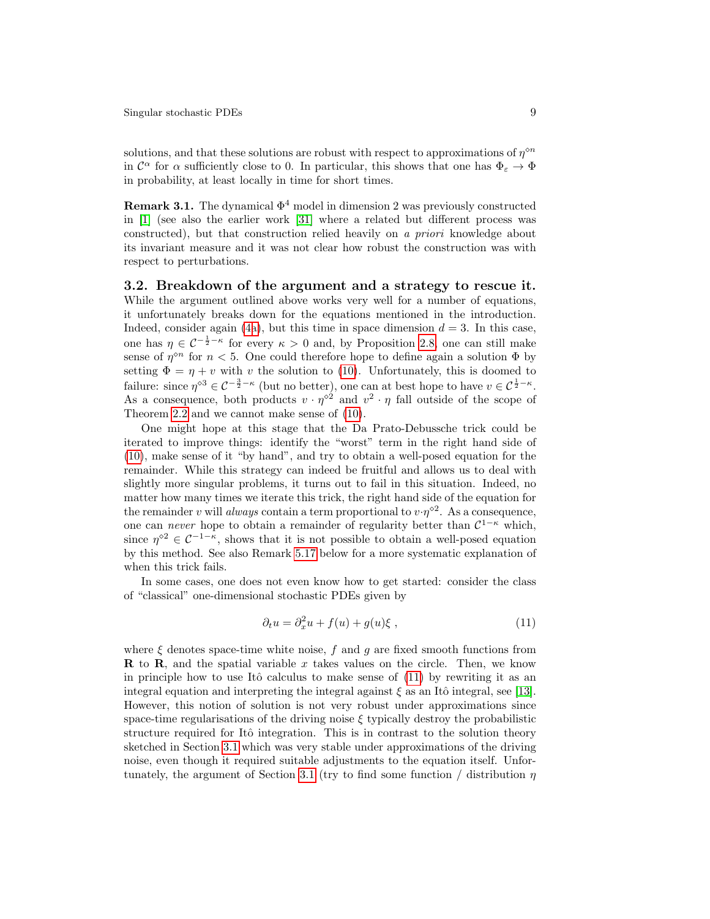solutions, and that these solutions are robust with respect to approximations of $\eta^{\diamond n}$ in $\mathcal{C}^\alpha$ for $\alpha$ sufficiently close to 0. In particular, this shows that one has $\Phi_\varepsilon \to \Phi$ in probability, at least locally in time for short times.

**Remark 3.1.** The dynamical $\Phi^4$ model in dimension 2 was previously constructed in [1] (see also the earlier work [31] where a related but different process was constructed), but that construction relied heavily on *a priori* knowledge about its invariant measure and it was not clear how robust the construction was with respect to perturbations.

### 3.2. Breakdown of the argument and a strategy to rescue it.

While the argument outlined above works very well for a number of equations, it unfortunately breaks down for the equations mentioned in the introduction. Indeed, consider again (4a), but this time in space dimension $d = 3$. In this case, one has $\eta \in \mathcal{C}^{-\frac{1}{2}-\kappa}$ for every $\kappa > 0$ and, by Proposition 2.8, one can still make sense of $\eta^{\diamond n}$ for $n < 5$. One could therefore hope to define again a solution $\Phi$ by setting $\Phi = \eta + v$ with $v$ the solution to (10). Unfortunately, this is doomed to failure: since $\eta^{\diamond 3} \in \mathcal{C}^{-\frac{3}{2}-\kappa}$ (but no better), one can at best hope to have $v \in \mathcal{C}^{\frac{1}{2}-\kappa}$. As a consequence, both products $v \cdot \eta^{\diamond 2}$ and $v^2 \cdot \eta$ fall outside of the scope of Theorem 2.2 and we cannot make sense of (10).

One might hope at this stage that the Da Prato-Debussche trick could be iterated to improve things: identify the "worst" term in the right hand side of (10), make sense of it "by hand", and try to obtain a well-posed equation for the remainder. While this strategy can indeed be fruitful and allows us to deal with slightly more singular problems, it turns out to fail in this situation. Indeed, no matter how many times we iterate this trick, the right hand side of the equation for the remainder $v$ will *always* contain a term proportional to $v \cdot \eta^{\diamond 2}$. As a consequence, one can *never* hope to obtain a remainder of regularity better than $\mathcal{C}^{1-\kappa}$ which, since $\eta^{\diamond 2} \in \mathcal{C}^{-1-\kappa}$, shows that it is not possible to obtain a well-posed equation by this method. See also Remark 5.17 below for a more systematic explanation of when this trick fails.

In some cases, one does not even know how to get started: consider the class of "classical" one-dimensional stochastic PDEs given by

$$\partial_t u = \partial_x^2 u + f(u) + g(u)\xi \;, \tag{11}$$

where $\xi$ denotes space-time white noise, $f$ and $g$ are fixed smooth functions from $\mathbf{R}$ to $\mathbf{R}$, and the spatial variable $x$ takes values on the circle. Then, we know in principle how to use Itô calculus to make sense of (11) by rewriting it as an integral equation and interpreting the integral against $\xi$ as an Itô integral, see [13]. However, this notion of solution is not very robust under approximations since space-time regularisations of the driving noise $\xi$ typically destroy the probabilistic structure required for Itô integration. This is in contrast to the solution theory sketched in Section 3.1 which was very stable under approximations of the driving noise, even though it required suitable adjustments to the equation itself. Unfortunately, the argument of Section 3.1 (try to find some function / distribution $\eta$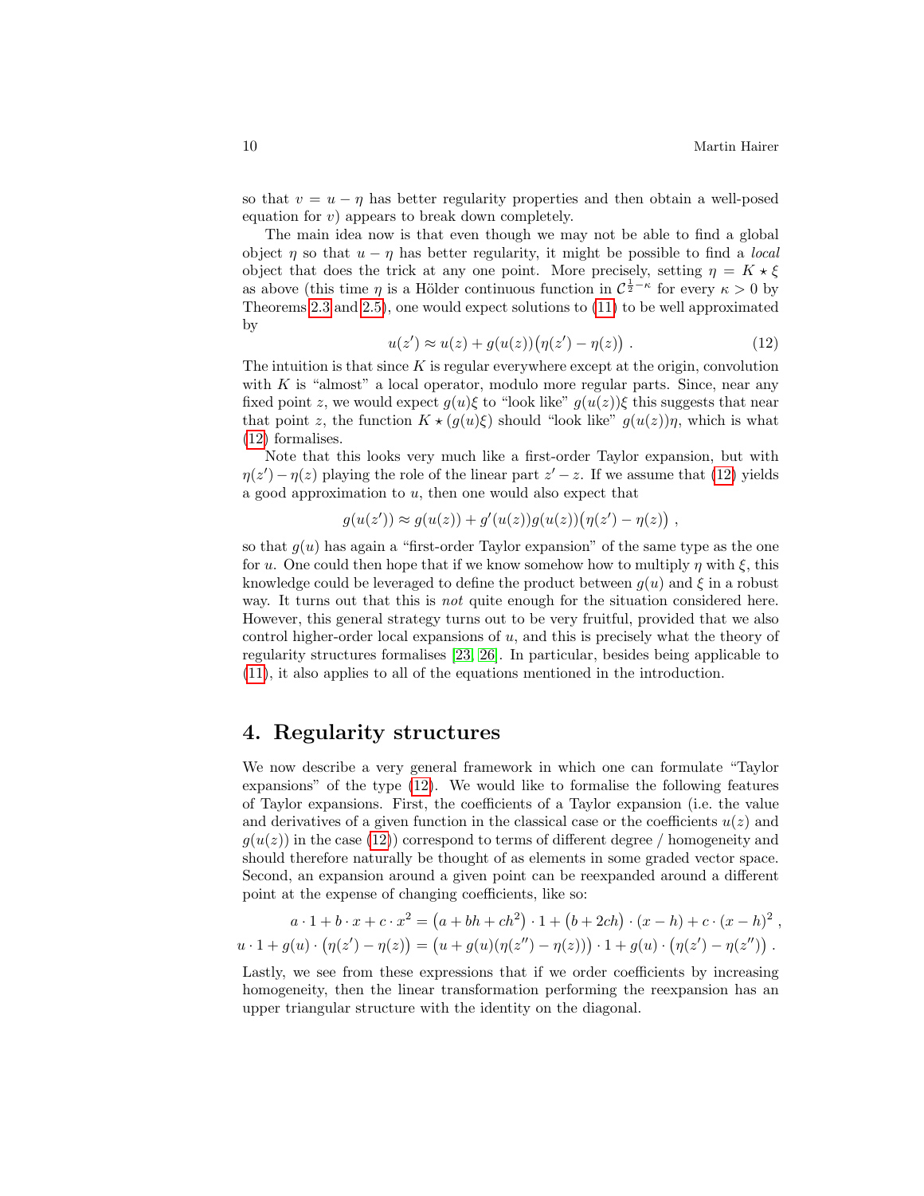so that $v = u - \eta$ has better regularity properties and then obtain a well-posed equation for $v$) appears to break down completely.

The main idea now is that even though we may not be able to find a global object $\eta$ so that $u - \eta$ has better regularity, it might be possible to find a *local* object that does the trick at any one point. More precisely, setting $\eta = K \star \xi$ as above (this time $\eta$ is a Hölder continuous function in $\mathcal{C}^{\frac{1}{2}-\kappa}$ for every $\kappa > 0$ by Theorems 2.3 and 2.5), one would expect solutions to (11) to be well approximated by

$$u(z') \approx u(z) + g(u(z))\big(\eta(z') - \eta(z)\big) . \tag{12}$$

The intuition is that since $K$ is regular everywhere except at the origin, convolution with $K$ is "almost" a local operator, modulo more regular parts. Since, near any fixed point $z$, we would expect $g(u)\xi$ to "look like" $g(u(z))\xi$ this suggests that near that point $z$, the function $K \star (g(u)\xi)$ should "look like" $g(u(z))\eta$, which is what (12) formalises.

Note that this looks very much like a first-order Taylor expansion, but with $\eta(z') - \eta(z)$ playing the role of the linear part $z' - z$. If we assume that (12) yields a good approximation to $u$, then one would also expect that

$$g(u(z')) \approx g(u(z)) + g'(u(z))g(u(z))\big(\eta(z') - \eta(z)\big) ,$$

so that $g(u)$ has again a "first-order Taylor expansion" of the same type as the one for $u$. One could then hope that if we know somehow how to multiply $\eta$ with $\xi$, this knowledge could be leveraged to define the product between $g(u)$ and $\xi$ in a robust way. It turns out that this is *not* quite enough for the situation considered here. However, this general strategy turns out to be very fruitful, provided that we also control higher-order local expansions of $u$, and this is precisely what the theory of regularity structures formalises [23, 26]. In particular, besides being applicable to (11), it also applies to all of the equations mentioned in the introduction.

## 4. Regularity structures

We now describe a very general framework in which one can formulate "Taylor expansions" of the type (12). We would like to formalise the following features of Taylor expansions. First, the coefficients of a Taylor expansion (i.e. the value and derivatives of a given function in the classical case or the coefficients $u(z)$ and $g(u(z))$ in the case (12)) correspond to terms of different degree / homogeneity and should therefore naturally be thought of as elements in some graded vector space. Second, an expansion around a given point can be reexpanded around a different point at the expense of changing coefficients, like so:

$$a \cdot 1 + b \cdot x + c \cdot x^2 = \big(a + bh + ch^2\big) \cdot 1 + \big(b + 2ch\big) \cdot (x - h) + c \cdot (x - h)^2 ,$$
$$u \cdot 1 + g(u) \cdot \big(\eta(z') - \eta(z)\big) = \big(u + g(u)(\eta(z'') - \eta(z))\big) \cdot 1 + g(u) \cdot \big(\eta(z') - \eta(z'')\big) .$$

Lastly, we see from these expressions that if we order coefficients by increasing homogeneity, then the linear transformation performing the reexpansion has an upper triangular structure with the identity on the diagonal.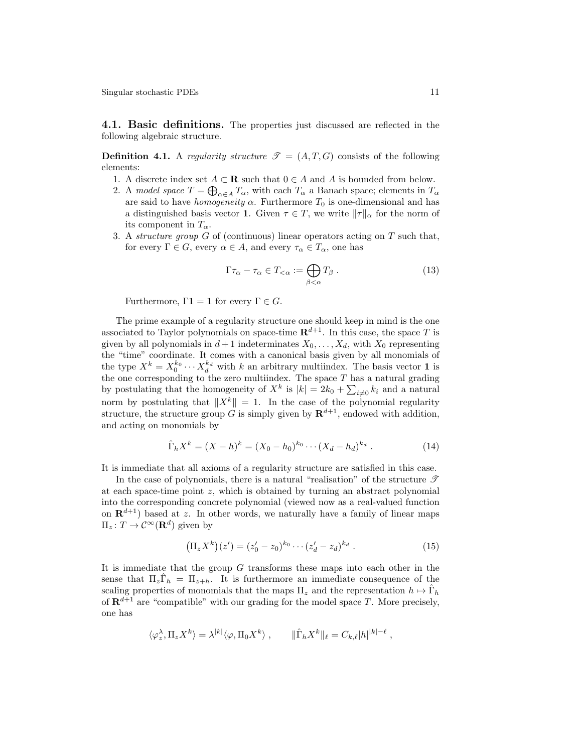## 4.1. Basic definitions.

The properties just discussed are reflected in the following algebraic structure.

**Definition 4.1.** A *regularity structure* $\mathscr{T} = (A, T, G)$ consists of the following elements:

1. A discrete index set $A \subset \mathbf{R}$ such that $0 \in A$ and $A$ is bounded from below.
2. A *model space* $T = \bigoplus_{\alpha \in A} T_\alpha$, with each $T_\alpha$ a Banach space; elements in $T_\alpha$ are said to have *homogeneity* $\alpha$. Furthermore $T_0$ is one-dimensional and has a distinguished basis vector $\mathbf{1}$. Given $\tau \in T$, we write $\|\tau\|_\alpha$ for the norm of its component in $T_\alpha$.
3. A *structure group* $G$ of (continuous) linear operators acting on $T$ such that, for every $\Gamma \in G$, every $\alpha \in A$, and every $\tau_\alpha \in T_\alpha$, one has
$$\Gamma \tau_\alpha - \tau_\alpha \in T_{<\alpha} := \bigoplus_{\beta < \alpha} T_\beta \ . \tag{13}$$
Furthermore, $\Gamma \mathbf{1} = \mathbf{1}$ for every $\Gamma \in G$.

The prime example of a regularity structure one should keep in mind is the one associated to Taylor polynomials on space-time $\mathbf{R}^{d+1}$. In this case, the space $T$ is given by all polynomials in $d+1$ indeterminates $X_0, \ldots, X_d$, with $X_0$ representing the "time" coordinate. It comes with a canonical basis given by all monomials of the type $X^k = X_0^{k_0} \cdots X_d^{k_d}$ with $k$ an arbitrary multiindex. The basis vector $\mathbf{1}$ is the one corresponding to the zero multiindex. The space $T$ has a natural grading by postulating that the homogeneity of $X^k$ is $|k| = 2k_0 + \sum_{i \neq 0} k_i$ and a natural norm by postulating that $\|X^k\| = 1$. In the case of the polynomial regularity structure, the structure group $G$ is simply given by $\mathbf{R}^{d+1}$, endowed with addition, and acting on monomials by

$$\hat\Gamma_h X^k = (X - h)^k = (X_0 - h_0)^{k_0} \cdots (X_d - h_d)^{k_d} \ . \tag{14}$$

It is immediate that all axioms of a regularity structure are satisfied in this case.

In the case of polynomials, there is a natural "realisation" of the structure $\mathscr{T}$ at each space-time point $z$, which is obtained by turning an abstract polynomial into the corresponding concrete polynomial (viewed now as a real-valued function on $\mathbf{R}^{d+1}$) based at $z$. In other words, we naturally have a family of linear maps $\Pi_z \colon T \to \mathcal{C}^\infty(\mathbf{R}^d)$ given by

$$\big(\Pi_z X^k\big)(z') = (z'_0 - z_0)^{k_0} \cdots (z'_d - z_d)^{k_d} \ . \tag{15}$$

It is immediate that the group $G$ transforms these maps into each other in the sense that $\Pi_z \hat\Gamma_h = \Pi_{z+h}$. It is furthermore an immediate consequence of the scaling properties of monomials that the maps $\Pi_z$ and the representation $h \mapsto \hat\Gamma_h$ of $\mathbf{R}^{d+1}$ are "compatible" with our grading for the model space $T$. More precisely, one has

$$\langle \varphi_z^\lambda, \Pi_z X^k \rangle = \lambda^{|k|} \langle \varphi, \Pi_0 X^k \rangle \ , \qquad \|\hat\Gamma_h X^k\|_\ell = C_{k,\ell} |h|^{|k| - \ell} \ ,$$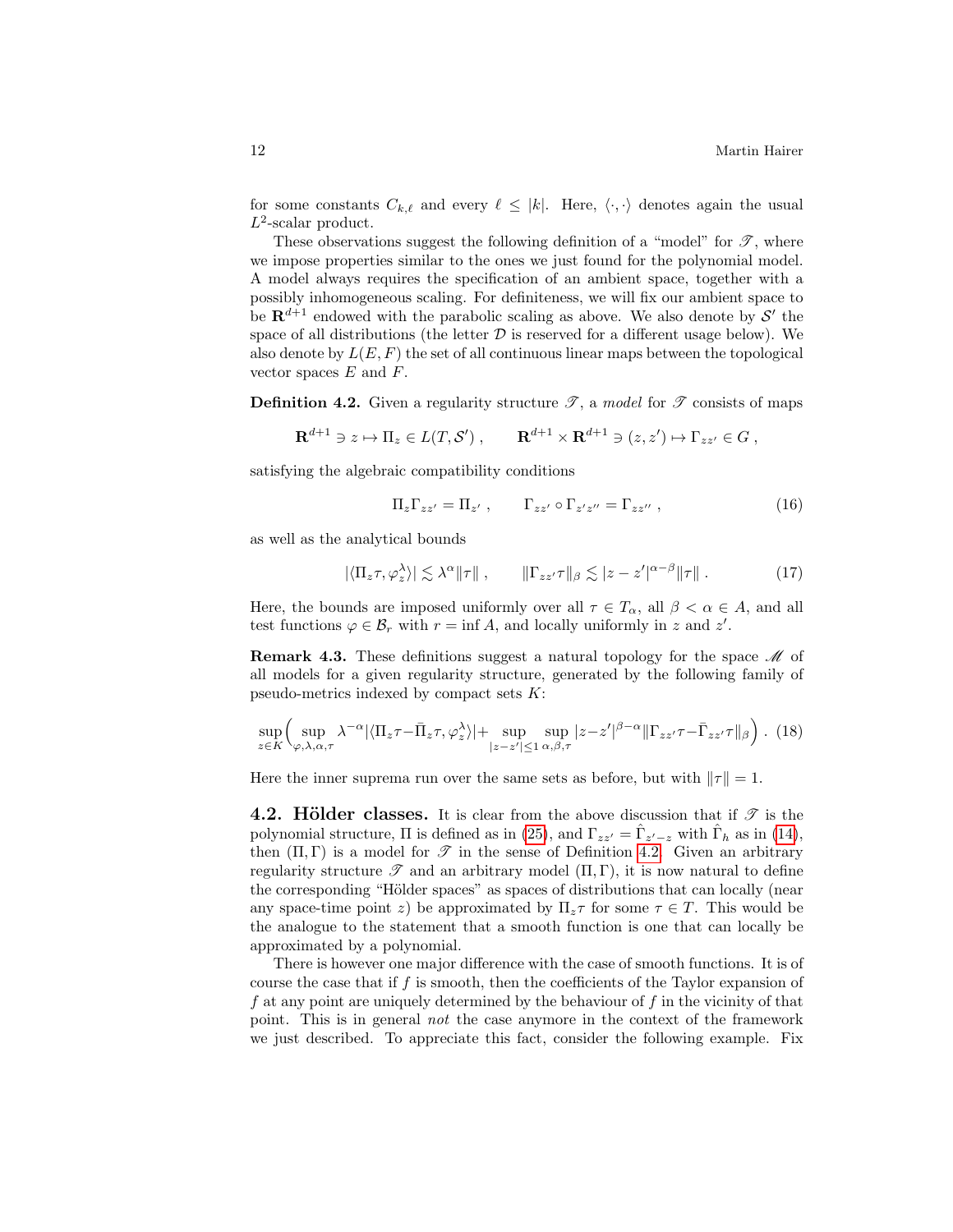for some constants $C_{k,\ell}$ and every $\ell \le |k|$. Here, $\langle \cdot, \cdot \rangle$ denotes again the usual $L^2$-scalar product.

These observations suggest the following definition of a "model" for $\mathscr{T}$, where we impose properties similar to the ones we just found for the polynomial model. A model always requires the specification of an ambient space, together with a possibly inhomogeneous scaling. For definiteness, we will fix our ambient space to be $\mathbf{R}^{d+1}$ endowed with the parabolic scaling as above. We also denote by $\mathcal{S}'$ the space of all distributions (the letter $\mathcal{D}$ is reserved for a different usage below). We also denote by $L(E, F)$ the set of all continuous linear maps between the topological vector spaces $E$ and $F$.

**Definition 4.2.** Given a regularity structure $\mathscr{T}$, a *model* for $\mathscr{T}$ consists of maps

$$\mathbf{R}^{d+1} \ni z \mapsto \Pi_z \in L(T, \mathcal{S}') , \qquad \mathbf{R}^{d+1} \times \mathbf{R}^{d+1} \ni (z, z') \mapsto \Gamma_{zz'} \in G ,$$

satisfying the algebraic compatibility conditions

$$\Pi_z \Gamma_{zz'} = \Pi_{z'} , \qquad \Gamma_{zz'} \circ \Gamma_{z'z''} = \Gamma_{zz''} , \tag{16}$$

as well as the analytical bounds

$$|\langle \Pi_z \tau, \varphi_z^\lambda \rangle| \lesssim \lambda^\alpha \|\tau\| , \qquad \|\Gamma_{zz'} \tau\|_\beta \lesssim |z - z'|^{\alpha - \beta} \|\tau\| . \tag{17}$$

Here, the bounds are imposed uniformly over all $\tau \in T_\alpha$, all $\beta < \alpha \in A$, and all test functions $\varphi \in \mathcal{B}_r$ with $r = \inf A$, and locally uniformly in $z$ and $z'$.

**Remark 4.3.** These definitions suggest a natural topology for the space $\mathscr{M}$ of all models for a given regularity structure, generated by the following family of pseudo-metrics indexed by compact sets $K$:

$$\sup_{z \in K} \Big( \sup_{\varphi, \lambda, \alpha, \tau} \lambda^{-\alpha} |\langle \Pi_z \tau - \bar\Pi_z \tau, \varphi_z^\lambda \rangle| + \sup_{|z - z'| \le 1} \sup_{\alpha, \beta, \tau} |z - z'|^{\beta - \alpha} \|\Gamma_{zz'} \tau - \bar\Gamma_{zz'} \tau\|_\beta \Big) . \tag{18}$$

Here the inner suprema run over the same sets as before, but with $\|\tau\| = 1$.

## 4.2. Hölder classes.

It is clear from the above discussion that if $\mathscr{T}$ is the polynomial structure, $\Pi$ is defined as in (25), and $\Gamma_{zz'} = \hat\Gamma_{z'-z}$ with $\hat\Gamma_h$ as in (14), then $(\Pi, \Gamma)$ is a model for $\mathscr{T}$ in the sense of Definition 4.2. Given an arbitrary regularity structure $\mathscr{T}$ and an arbitrary model $(\Pi, \Gamma)$, it is now natural to define the corresponding "Hölder spaces" as spaces of distributions that can locally (near any space-time point $z$) be approximated by $\Pi_z \tau$ for some $\tau \in T$. This would be the analogue to the statement that a smooth function is one that can locally be approximated by a polynomial.

There is however one major difference with the case of smooth functions. It is of course the case that if $f$ is smooth, then the coefficients of the Taylor expansion of $f$ at any point are uniquely determined by the behaviour of $f$ in the vicinity of that point. This is in general *not* the case anymore in the context of the framework we just described. To appreciate this fact, consider the following example. Fix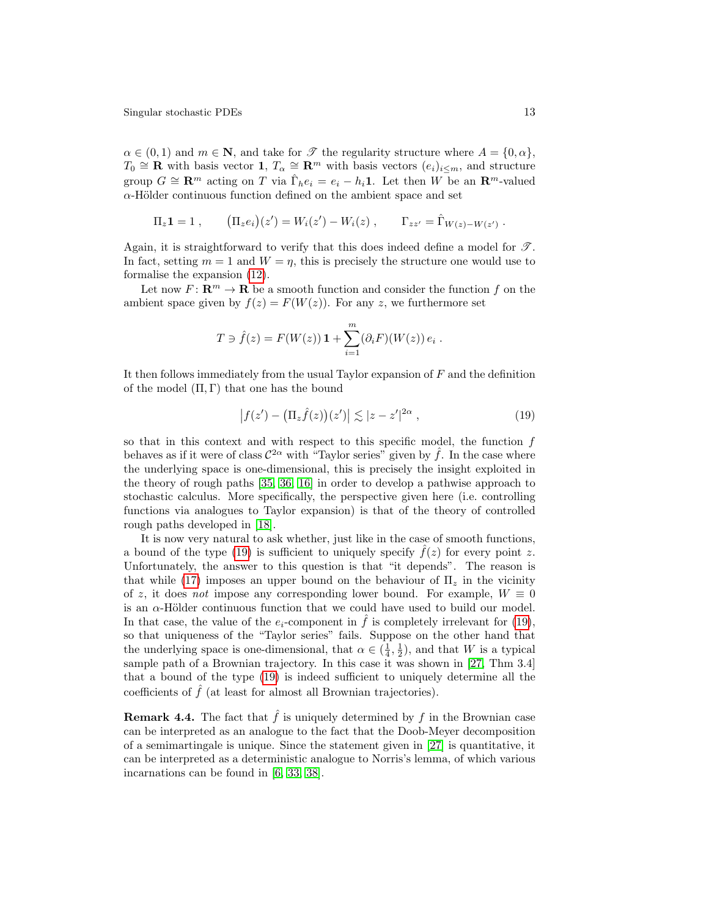$\alpha \in (0,1)$ and $m \in \mathbf{N}$, and take for $\mathscr{T}$ the regularity structure where $A = \{0, \alpha\}$, $T_0 \cong \mathbf{R}$ with basis vector $\mathbf{1}$, $T_\alpha \cong \mathbf{R}^m$ with basis vectors $(e_i)_{i \le m}$, and structure group $G \cong \mathbf{R}^m$ acting on $T$ via $\hat\Gamma_h e_i = e_i - h_i \mathbf{1}$. Let then $W$ be an $\mathbf{R}^m$-valued $\alpha$-Hölder continuous function defined on the ambient space and set

$$\Pi_z \mathbf{1} = 1\;, \qquad \big(\Pi_z e_i\big)(z') = W_i(z') - W_i(z)\;, \qquad \Gamma_{zz'} = \hat\Gamma_{W(z)-W(z')}\;.$$

Again, it is straightforward to verify that this does indeed define a model for $\mathscr{T}$. In fact, setting $m = 1$ and $W = \eta$, this is precisely the structure one would use to formalise the expansion (12).

Let now $F\colon \mathbf{R}^m \to \mathbf{R}$ be a smooth function and consider the function $f$ on the ambient space given by $f(z) = F(W(z))$. For any $z$, we furthermore set

$$T \ni \hat f(z) = F(W(z))\,\mathbf{1} + \sum_{i=1}^m (\partial_i F)(W(z))\, e_i\;.$$

It then follows immediately from the usual Taylor expansion of $F$ and the definition of the model $(\Pi, \Gamma)$ that one has the bound

$$\big|f(z') - \big(\Pi_z \hat f(z)\big)(z')\big| \lesssim |z - z'|^{2\alpha}\;, \tag{19}$$

so that in this context and with respect to this specific model, the function $f$ behaves as if it were of class $\mathcal{C}^{2\alpha}$ with "Taylor series" given by $\hat f$. In the case where the underlying space is one-dimensional, this is precisely the insight exploited in the theory of rough paths [35, 36, 16] in order to develop a pathwise approach to stochastic calculus. More specifically, the perspective given here (i.e. controlling functions via analogues to Taylor expansion) is that of the theory of controlled rough paths developed in [18].

It is now very natural to ask whether, just like in the case of smooth functions, a bound of the type (19) is sufficient to uniquely specify $\hat f(z)$ for every point $z$. Unfortunately, the answer to this question is that "it depends". The reason is that while (17) imposes an upper bound on the behaviour of $\Pi_z$ in the vicinity of $z$, it does *not* impose any corresponding lower bound. For example, $W \equiv 0$ is an $\alpha$-Hölder continuous function that we could have used to build our model. In that case, the value of the $e_i$-component in $\hat f$ is completely irrelevant for (19), so that uniqueness of the "Taylor series" fails. Suppose on the other hand that the underlying space is one-dimensional, that $\alpha \in (\frac14, \frac12)$, and that $W$ is a typical sample path of a Brownian trajectory. In this case it was shown in [27, Thm 3.4] that a bound of the type (19) is indeed sufficient to uniquely determine all the coefficients of $\hat f$ (at least for almost all Brownian trajectories).

**Remark 4.4.** The fact that $\hat f$ is uniquely determined by $f$ in the Brownian case can be interpreted as an analogue to the fact that the Doob-Meyer decomposition of a semimartingale is unique. Since the statement given in [27] is quantitative, it can be interpreted as a deterministic analogue to Norris's lemma, of which various incarnations can be found in [6, 33, 38].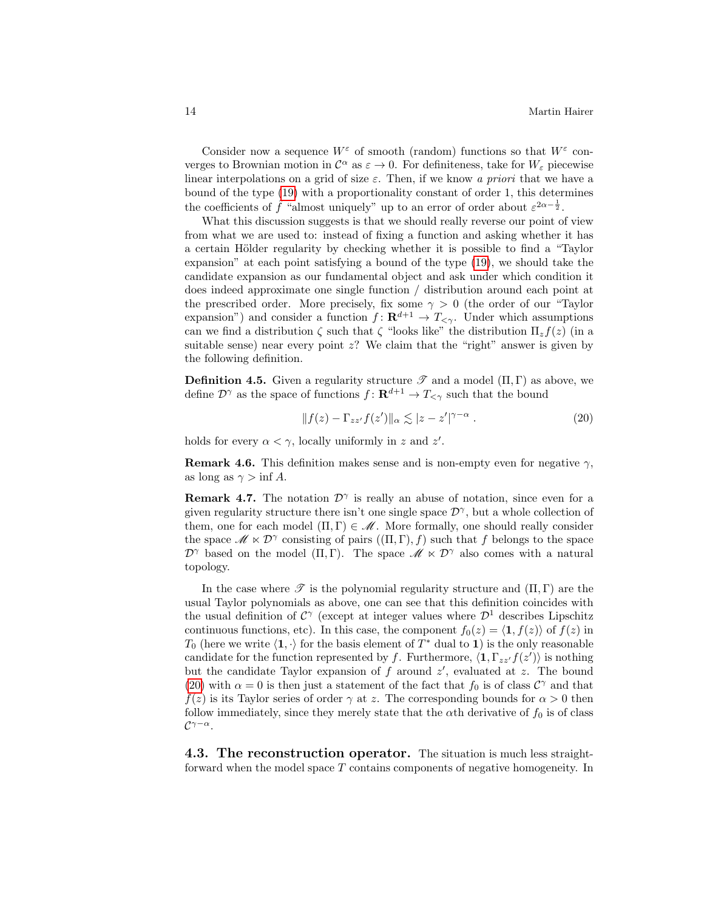Consider now a sequence $W^\varepsilon$ of smooth (random) functions so that $W^\varepsilon$ converges to Brownian motion in $\mathcal{C}^\alpha$ as $\varepsilon \to 0$. For definiteness, take for $W_\varepsilon$ piecewise linear interpolations on a grid of size $\varepsilon$. Then, if we know *a priori* that we have a bound of the type (19) with a proportionality constant of order 1, this determines the coefficients of $f$ "almost uniquely" up to an error of order about $\varepsilon^{2\alpha-\frac{1}{2}}$.

What this discussion suggests is that we should really reverse our point of view from what we are used to: instead of fixing a function and asking whether it has a certain Hölder regularity by checking whether it is possible to find a "Taylor expansion" at each point satisfying a bound of the type (19), we should take the candidate expansion as our fundamental object and ask under which condition it does indeed approximate one single function / distribution around each point at the prescribed order. More precisely, fix some $\gamma > 0$ (the order of our "Taylor expansion") and consider a function $f\colon \mathbf{R}^{d+1} \to T_{<\gamma}$. Under which assumptions can we find a distribution $\zeta$ such that $\zeta$ "looks like" the distribution $\Pi_z f(z)$ (in a suitable sense) near every point $z$? We claim that the "right" answer is given by the following definition.

**Definition 4.5.** Given a regularity structure $\mathscr{T}$ and a model $(\Pi, \Gamma)$ as above, we define $\mathcal{D}^\gamma$ as the space of functions $f\colon \mathbf{R}^{d+1} \to T_{<\gamma}$ such that the bound

$$\|f(z) - \Gamma_{zz'} f(z')\|_\alpha \lesssim |z - z'|^{\gamma - \alpha}\;. \tag{20}$$

holds for every $\alpha < \gamma$, locally uniformly in $z$ and $z'$.

**Remark 4.6.** This definition makes sense and is non-empty even for negative $\gamma$, as long as $\gamma > \inf A$.

**Remark 4.7.** The notation $\mathcal{D}^\gamma$ is really an abuse of notation, since even for a given regularity structure there isn't one single $\mathcal{D}^\gamma$, but a whole collection of them, one for each model $(\Pi, \Gamma) \in \mathscr{M}$. More formally, one should really consider the space $\mathscr{M} \ltimes \mathcal{D}^\gamma$ consisting of pairs $((\Pi, \Gamma), f)$ such that $f$ belongs to the space $\mathcal{D}^\gamma$ based on the model $(\Pi, \Gamma)$. The space $\mathscr{M} \ltimes \mathcal{D}^\gamma$ also comes with a natural topology.

In the case where $\mathscr{T}$ is the polynomial regularity structure and $(\Pi, \Gamma)$ are the usual Taylor polynomials as above, one can see that this definition coincides with the usual definition of $\mathcal{C}^\gamma$ (except at integer values where $\mathcal{D}^1$ describes Lipschitz continuous functions, etc). In this case, the component $f_0(z) = \langle \mathbf{1}, f(z)\rangle$ of $f(z)$ in $T_0$ (here we write $\langle \mathbf{1}, \cdot\rangle$ for the basis element of $T^*$ dual to $\mathbf{1}$) is the only reasonable candidate for the function represented by $f$. Furthermore, $\langle \mathbf{1}, \Gamma_{zz'} f(z')\rangle$ is nothing but the candidate Taylor expansion of $f$ around $z'$, evaluated at $z$. The bound (20) with $\alpha = 0$ is then just a statement of the fact that $f_0$ is of class $\mathcal{C}^\gamma$ and that $f(z)$ is its Taylor series of order $\gamma$ at $z$. The corresponding bounds for $\alpha > 0$ then follow immediately, since they merely state that the $\alpha$th derivative of $f_0$ is of class $\mathcal{C}^{\gamma-\alpha}$.

## 4.3. The reconstruction operator.

The situation is much less straightforward when the model space $T$ contains components of negative homogeneity. In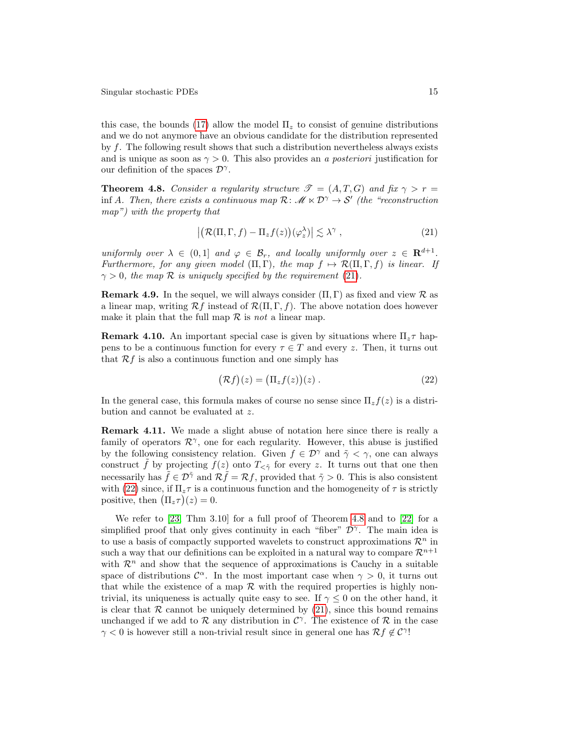this case, the bounds (17) allow the model $\Pi_z$ to consist of genuine distributions and we do not anymore have an obvious candidate for the distribution represented by $f$. The following result shows that such a distribution nevertheless always exists and is unique as soon as $\gamma > 0$. This also provides an *a posteriori* justification for our definition of the spaces $\mathcal{D}^\gamma$.

**Theorem 4.8.** *Consider a regularity structure $\mathscr{T} = (A, T, G)$ and fix $\gamma > r = \inf A$. Then, there exists a continuous map $\mathcal{R}\colon \mathscr{M} \ltimes \mathcal{D}^\gamma \to \mathcal{S}'$ (the "reconstruction map") with the property that*

$$\big|\big(\mathcal{R}(\Pi, \Gamma, f) - \Pi_z f(z)\big)(\varphi_z^\lambda)\big| \lesssim \lambda^\gamma \;, \tag{21}$$

*uniformly over $\lambda \in (0, 1]$ and $\varphi \in \mathcal{B}_r$, and locally uniformly over $z \in \mathbf{R}^{d+1}$. Furthermore, for any given model $(\Pi, \Gamma)$, the map $f \mapsto \mathcal{R}(\Pi, \Gamma, f)$ is linear. If $\gamma > 0$, the map $\mathcal{R}$ is uniquely specified by the requirement (21).*

**Remark 4.9.** In the sequel, we will always consider $(\Pi, \Gamma)$ as fixed and view $\mathcal{R}$ as a linear map, writing $\mathcal{R}f$ instead of $\mathcal{R}(\Pi, \Gamma, f)$. The above notation does however make it plain that the full map $\mathcal{R}$ is *not* a linear map.

**Remark 4.10.** An important special case is given by situations where $\Pi_z \tau$ happens to be a continuous function for every $\tau \in T$ and every $z$. Then, it turns out that $\mathcal{R}f$ is also a continuous function and one simply has

$$\big(\mathcal{R}f\big)(z) = \big(\Pi_z f(z)\big)(z) \;. \tag{22}$$

In the general case, this formula makes of course no sense since $\Pi_z f(z)$ is a distribution and cannot be evaluated at $z$.

**Remark 4.11.** We made a slight abuse of notation here since there is really a family of operators $\mathcal{R}^\gamma$, one for each regularity. However, this abuse is justified by the following consistency relation. Given $f \in \mathcal{D}^\gamma$ and $\tilde\gamma < \gamma$, one can always construct $\tilde f$ by projecting $f(z)$ onto $T_{<\tilde\gamma}$ for every $z$. It turns out that one then necessarily has $\tilde f \in \mathcal{D}^{\tilde\gamma}$ and $\mathcal{R}\tilde f = \mathcal{R}f$, provided that $\tilde\gamma > 0$. This is also consistent with (22) since, if $\Pi_z \tau$ is a continuous function and the homogeneity of $\tau$ is strictly positive, then $\big(\Pi_z \tau\big)(z) = 0$.

We refer to [23, Thm 3.10] for a full proof of Theorem 4.8 and to [22] for a simplified proof that only gives continuity in each "fiber" $\mathcal{D}^\gamma$. The main idea is to use a basis of compactly supported wavelets to construct approximations $\mathcal{R}^n$ in such a way that our definitions can be exploited in a natural way to compare $\mathcal{R}^{n+1}$ with $\mathcal{R}^n$ and show that the sequence of approximations is Cauchy in a suitable space of distributions $\mathcal{C}^\alpha$. In the most important case when $\gamma > 0$, it turns out that while the existence of a map $\mathcal{R}$ with the required properties is highly non-trivial, its uniqueness is actually quite easy to see. If $\gamma \le 0$ on the other hand, it is clear that $\mathcal{R}$ cannot be uniquely determined by (21), since this bound remains unchanged if we add to $\mathcal{R}$ any distribution in $\mathcal{C}^\gamma$. The existence of $\mathcal{R}$ in the case $\gamma < 0$ is however still a non-trivial result since in general one has $\mathcal{R}f \notin \mathcal{C}^\gamma$!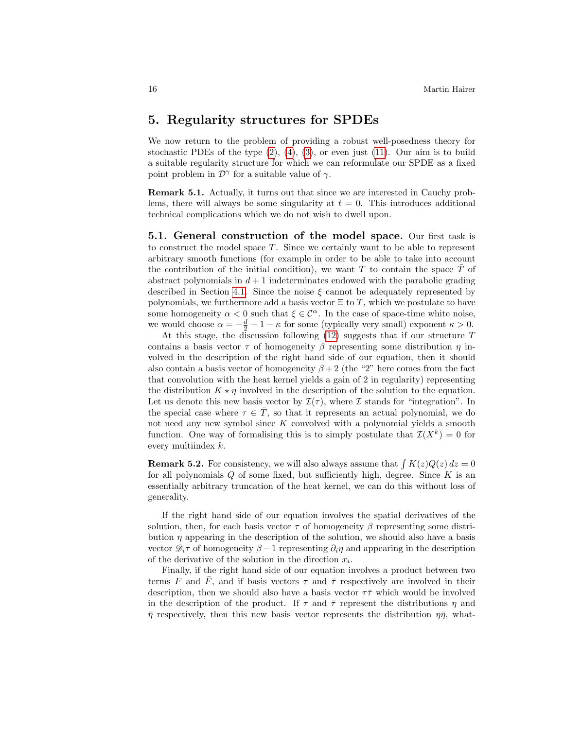## 5. Regularity structures for SPDEs

We now return to the problem of providing a robust well-posedness theory for stochastic PDEs of the type (2), (4), (3), or even just (11). Our aim is to build a suitable regularity structure for which we can reformulate our SPDE as a fixed point problem in $\mathcal{D}^\gamma$ for a suitable value of $\gamma$.

**Remark 5.1.** Actually, it turns out that since we are interested in Cauchy problems, there will always be some singularity at $t = 0$. This introduces additional technical complications which we do not wish to dwell upon.

### 5.1. General construction of the model space.

Our first task is to construct the model space $T$. Since we certainly want to be able to represent arbitrary smooth functions (for example in order to be able to take into account the contribution of the initial condition), we want $T$ to contain the space $\bar{T}$ of abstract polynomials in $d+1$ indeterminates endowed with the parabolic grading described in Section 4.1. Since the noise $\xi$ cannot be adequately represented by polynomials, we furthermore add a basis vector $\Xi$ to $T$, which we postulate to have some homogeneity $\alpha < 0$ such that $\xi \in \mathcal{C}^\alpha$. In the case of space-time white noise, we would choose $\alpha = -\frac{d}{2} - 1 - \kappa$ for some (typically very small) exponent $\kappa > 0$.

At this stage, the discussion following (12) suggests that if our structure $T$ contains a basis vector $\tau$ of homogeneity $\beta$ representing some distribution $\eta$ involved in the description of the right hand side of our equation, then it should also contain a basis vector of homogeneity $\beta + 2$ (the "2" here comes from the fact that convolution with the heat kernel yields a gain of 2 in regularity) representing the distribution $K \star \eta$ involved in the description of the solution to the equation. Let us denote this new basis vector by $\mathcal{I}(\tau)$, where $\mathcal{I}$ stands for "integration". In the special case where $\tau \in \bar{T}$, so that it represents an actual polynomial, we do not need any new symbol since $K$ convolved with a polynomial yields a smooth function. One way of formalising this is to simply postulate that $\mathcal{I}(X^k) = 0$ for every multiindex $k$.

**Remark 5.2.** For consistency, we will also always assume that $\int K(z)Q(z)\,dz = 0$ for all polynomials $Q$ of some fixed, but sufficiently high, degree. Since $K$ is an essentially arbitrary truncation of the heat kernel, we can do this without loss of generality.

If the right hand side of our equation involves the spatial derivatives of the solution, then, for each basis vector $\tau$ of homogeneity $\beta$ representing some distribution $\eta$ appearing in the description of the solution, we should also have a basis vector $\mathscr{D}_i\tau$ of homogeneity $\beta - 1$ representing $\partial_i \eta$ and appearing in the description of the derivative of the solution in the direction $x_i$.

Finally, if the right hand side of our equation involves a product between two terms $F$ and $\bar{F}$, and if basis vectors $\tau$ and $\bar{\tau}$ respectively are involved in their description, then we should also have a basis vector $\tau\bar{\tau}$ which would be involved in the description of the product. If $\tau$ and $\bar{\tau}$ represent the distributions $\eta$ and $\bar{\eta}$ respectively, then this new basis vector represents the distribution $\eta\bar{\eta}$, what-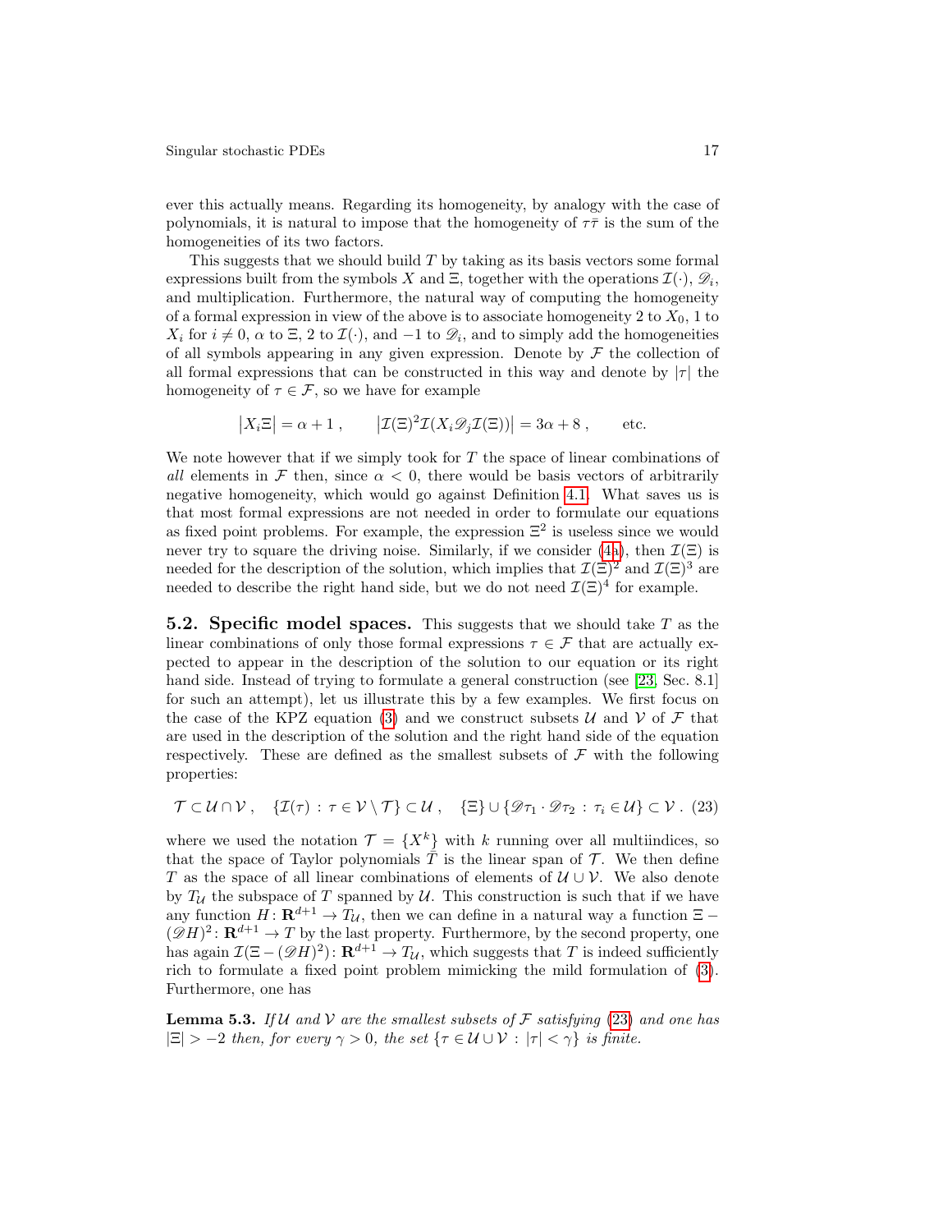ever this actually means. Regarding its homogeneity, by analogy with the case of polynomials, it is natural to impose that the homogeneity of $\tau\bar\tau$ is the sum of the homogeneities of its two factors.

This suggests that we should build $T$ by taking as its basis vectors some formal expressions built from the symbols $X$ and $\Xi$, together with the operations $\mathcal{I}(\cdot)$, $\mathscr{D}_i$, and multiplication. Furthermore, the natural way of computing the homogeneity of a formal expression in view of the above is to associate homogeneity 2 to $X_0$, 1 to $X_i$ for $i \neq 0$, $\alpha$ to $\Xi$, 2 to $\mathcal{I}(\cdot)$, and $-1$ to $\mathscr{D}_i$, and to simply add the homogeneities of all symbols appearing in any given expression. Denote by $\mathcal{F}$ the collection of all formal expressions that can be constructed in this way and denote by $|\tau|$ the homogeneity of $\tau \in \mathcal{F}$, so we have for example

$$\big|X_i \Xi\big| = \alpha + 1\;, \qquad \big|\mathcal{I}(\Xi)^2 \mathcal{I}(X_i \mathscr{D}_j \mathcal{I}(\Xi))\big| = 3\alpha + 8\;, \qquad \text{etc.}$$

We note however that if we simply took for $T$ the space of linear combinations of *all* elements in $\mathcal{F}$ then, since $\alpha < 0$, there would be basis vectors of arbitrarily negative homogeneity, which would go against Definition 4.1. What saves us is that most formal expressions are not needed in order to formulate our equations as fixed point problems. For example, the expression $\Xi^2$ is useless since we would never try to square the driving noise. Similarly, if we consider (4a), then $\mathcal{I}(\Xi)$ is needed for the description of the solution, which implies that $\mathcal{I}(\Xi)^2$ and $\mathcal{I}(\Xi)^3$ are needed to describe the right hand side, but we do not need $\mathcal{I}(\Xi)^4$ for example.

**5.2. Specific model spaces.** This suggests that we should take $T$ as the linear combinations of only those formal expressions $\tau \in \mathcal{F}$ that are actually expected to appear in the description of the solution to our equation or its right hand side. Instead of trying to formulate a general construction (see [23, Sec. 8.1] for such an attempt), let us illustrate this by a few examples. We first focus on the case of the KPZ equation (3) and we construct subsets $\mathcal{U}$ and $\mathcal{V}$ of $\mathcal{F}$ that are used in the description of the solution and the right hand side of the equation respectively. These are defined as the smallest subsets of $\mathcal{F}$ with the following properties:

$$\mathcal{T} \subset \mathcal{U} \cap \mathcal{V}\;, \quad \{\mathcal{I}(\tau) : \tau \in \mathcal{V} \setminus \mathcal{T}\} \subset \mathcal{U}\;, \quad \{\Xi\} \cup \{\mathscr{D}\tau_1 \cdot \mathscr{D}\tau_2 : \tau_i \in \mathcal{U}\} \subset \mathcal{V}\;. \tag{23}$$

where we used the notation $\mathcal{T} = \{X^k\}$ with $k$ running over all multiindices, so that the space of Taylor polynomials $\bar T$ is the linear span of $\mathcal{T}$. We then define $T$ as the space of all linear combinations of elements of $\mathcal{U} \cup \mathcal{V}$. We also denote by $T_\mathcal{U}$ the subspace of $T$ spanned by $\mathcal{U}$. This construction is such that if we have any function $H \colon \mathbf{R}^{d+1} \to T_\mathcal{U}$, then we can define in a natural way a function $\Xi - (\mathscr{D}H)^2 \colon \mathbf{R}^{d+1} \to T$ by the last property. Furthermore, by the second property, one has again $\mathcal{I}(\Xi - (\mathscr{D}H)^2) \colon \mathbf{R}^{d+1} \to T_\mathcal{U}$, which suggests that $T$ is indeed sufficiently rich to formulate a fixed point problem mimicking the mild formulation of (3). Furthermore, one has

**Lemma 5.3.** *If $\mathcal{U}$ and $\mathcal{V}$ are the smallest subsets of $\mathcal{F}$ satisfying (23) and one has $|\Xi| > -2$ then, for every $\gamma > 0$, the set $\{\tau \in \mathcal{U} \cup \mathcal{V} : |\tau| < \gamma\}$ is finite.*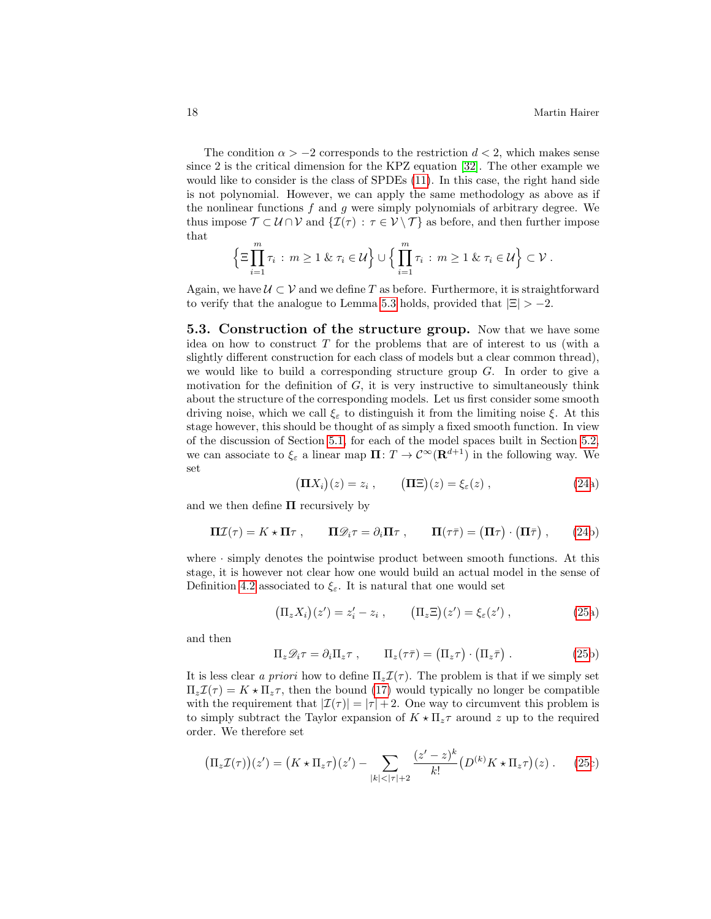The condition $\alpha > -2$ corresponds to the restriction $d < 2$, which makes sense since 2 is the critical dimension for the KPZ equation [32]. The other example we would like to consider is the class of SPDEs (11). In this case, the right hand side is not polynomial. However, we can apply the same methodology as above as if the nonlinear functions $f$ and $g$ were simply polynomials of arbitrary degree. We thus impose $\mathcal{T} \subset \mathcal{U} \cap \mathcal{V}$ and $\{\mathcal{I}(\tau) : \tau \in \mathcal{V} \setminus \mathcal{T}\}$ as before, and then further impose that

$$\Big\{ \Xi \prod_{i=1}^{m} \tau_i \,:\, m \geq 1 \;\&\; \tau_i \in \mathcal{U} \Big\} \cup \Big\{ \prod_{i=1}^{m} \tau_i \,:\, m \geq 1 \;\&\; \tau_i \in \mathcal{U} \Big\} \subset \mathcal{V}\;.$$

Again, we have $\mathcal{U} \subset \mathcal{V}$ and we define $T$ as before. Furthermore, it is straightforward to verify that the analogue to Lemma 5.3 holds, provided that $|\Xi| > -2$.

**5.3. Construction of the structure group.** Now that we have some idea on how to construct $T$ for the problems that are of interest to us (with a slightly different construction for each class of models but a clear common thread), we would like to build a corresponding structure group $G$. In order to give a motivation for the definition of $G$, it is very instructive to simultaneously think about the structure of the corresponding models. Let us first consider some smooth driving noise, which we call $\xi_\varepsilon$ to distinguish it from the limiting noise $\xi$. At this stage however, this should be thought of as simply a fixed smooth function. In view of the discussion of Section 5.1, for each of the model spaces built in Section 5.2, we can associate to $\xi_\varepsilon$ a linear map $\mathbf{\Pi} \colon T \to \mathcal{C}^\infty(\mathbf{R}^{d+1})$ in the following way. We set

$$\big(\mathbf{\Pi} X_i\big)(z) = z_i\;, \qquad \big(\mathbf{\Pi}\Xi\big)(z) = \xi_\varepsilon(z)\;, \tag{24a}$$

and we then define $\mathbf{\Pi}$ recursively by

$$\mathbf{\Pi}\mathcal{I}(\tau) = K \star \mathbf{\Pi}\tau\;, \qquad \mathbf{\Pi}\mathscr{D}_i\tau = \partial_i \mathbf{\Pi}\tau\;, \qquad \mathbf{\Pi}(\tau\bar\tau) = \big(\mathbf{\Pi}\tau\big)\cdot\big(\mathbf{\Pi}\bar\tau\big)\;, \tag{24b}$$

where $\cdot$ simply denotes the pointwise product between smooth functions. At this stage, it is however not clear how one would build an actual model in the sense of Definition 4.2 associated to $\xi_\varepsilon$. It is natural that one would set

$$\big(\Pi_z X_i\big)(z') = z_i' - z_i\;, \qquad \big(\Pi_z\Xi\big)(z') = \xi_\varepsilon(z')\;, \tag{25a}$$

and then

$$\Pi_z \mathscr{D}_i\tau = \partial_i \Pi_z\tau\;, \qquad \Pi_z(\tau\bar\tau) = \big(\Pi_z\tau\big)\cdot\big(\Pi_z\bar\tau\big)\;. \tag{25b}$$

It is less clear *a priori* how to define $\Pi_z\mathcal{I}(\tau)$. The problem is that if we simply set $\Pi_z\mathcal{I}(\tau) = K \star \Pi_z\tau$, then the bound (17) would typically no longer be compatible with the requirement that $|\mathcal{I}(\tau)| = |\tau| + 2$. One way to circumvent this problem is to simply subtract the Taylor expansion of $K \star \Pi_z\tau$ around $z$ up to the required order. We therefore set

$$\big(\Pi_z\mathcal{I}(\tau)\big)(z') = \big(K \star \Pi_z\tau\big)(z') - \sum_{|k| < |\tau|+2} \frac{(z'-z)^k}{k!}\big(D^{(k)}K \star \Pi_z\tau\big)(z)\;. \tag{25c}$$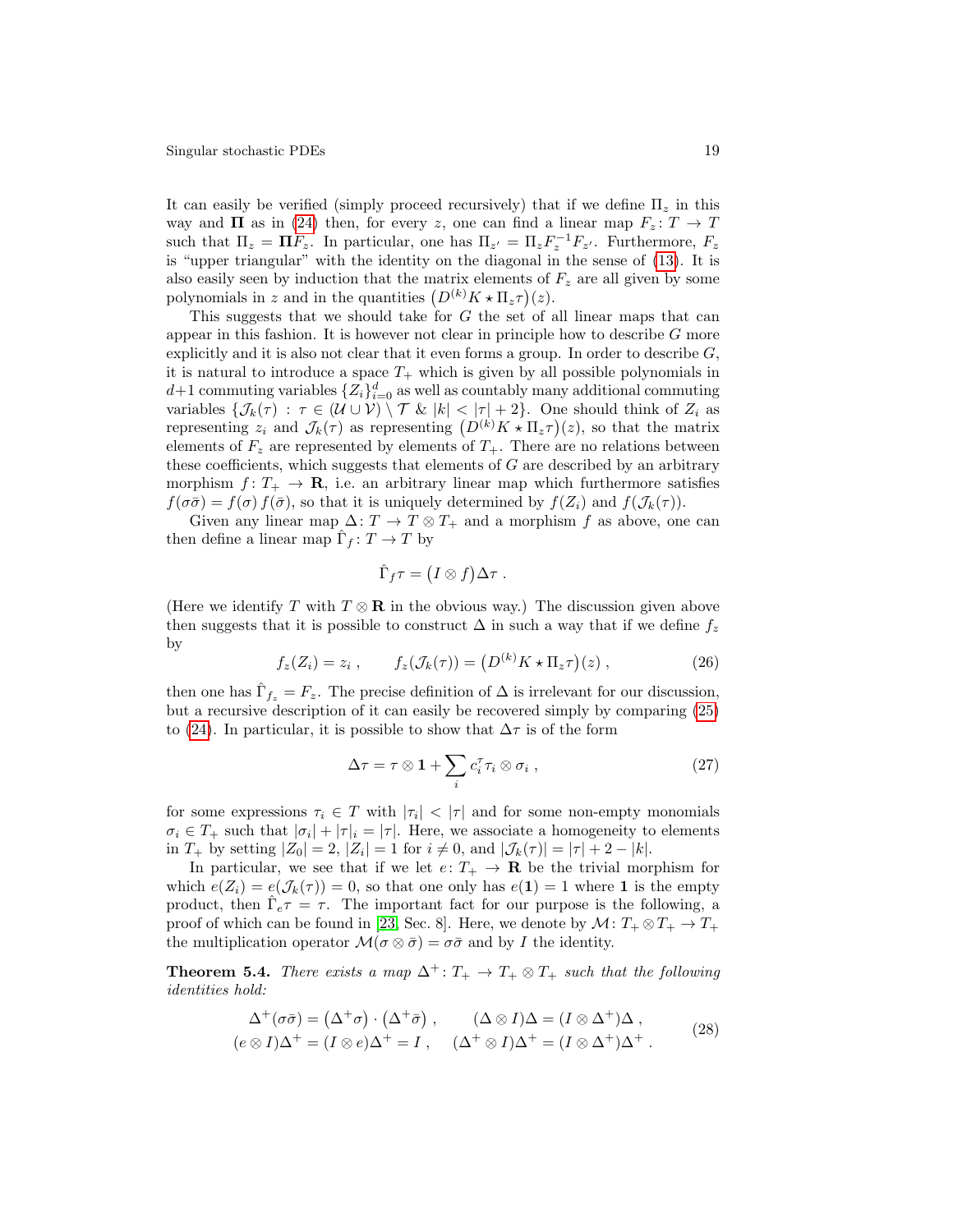It can easily be verified (simply proceed recursively) that if we define $\Pi_z$ in this way and $\mathbf{\Pi}$ as in (24) then, for every $z$, one can find a linear map $F_z \colon T \to T$ such that $\Pi_z = \mathbf{\Pi} F_z$. In particular, one has $\Pi_{z'} = \Pi_z F_z^{-1} F_{z'}$. Furthermore, $F_z$ is "upper triangular" with the identity on the diagonal in the sense of (13). It is also easily seen by induction that the matrix elements of $F_z$ are all given by some polynomials in $z$ and in the quantities $\big(D^{(k)} K \star \Pi_z \tau\big)(z)$.

This suggests that we should take for $G$ the set of all linear maps that can appear in this fashion. It is however not clear in principle how to describe $G$ more explicitly and it is also not clear that it even forms a group. In order to describe $G$, it is natural to introduce a space $T_+$ which is given by all possible polynomials in $d{+}1$ commuting variables $\{Z_i\}_{i=0}^d$ as well as countably many additional commuting variables $\{\mathcal{J}_k(\tau) \,:\, \tau \in (\mathcal{U} \cup \mathcal{V}) \setminus \mathcal{T} \;\&\; |k| < |\tau| + 2\}$. One should think of $Z_i$ as representing $z_i$ and $\mathcal{J}_k(\tau)$ as representing $\big(D^{(k)} K \star \Pi_z \tau\big)(z)$, so that the matrix elements of $F_z$ are represented by elements of $T_+$. There are no relations between these coefficients, which suggests that elements of $G$ are described by an arbitrary morphism $f \colon T_+ \to \mathbf{R}$, i.e. an arbitrary linear map which furthermore satisfies $f(\sigma\bar\sigma) = f(\sigma)\, f(\bar\sigma)$, so that it is uniquely determined by $f(Z_i)$ and $f(\mathcal{J}_k(\tau))$.

Given any linear map $\Delta \colon T \to T \otimes T_+$ and a morphism $f$ as above, one can then define a linear map $\hat\Gamma_f \colon T \to T$ by

$$\hat\Gamma_f \tau = \big(I \otimes f\big)\Delta\tau \;.$$

(Here we identify $T$ with $T \otimes \mathbf{R}$ in the obvious way.) The discussion given above then suggests that it is possible to construct $\Delta$ in such a way that if we define $f_z$ by

$$f_z(Z_i) = z_i \;, \qquad f_z(\mathcal{J}_k(\tau)) = \big(D^{(k)} K \star \Pi_z \tau\big)(z) \;, \tag{26}$$

then one has $\hat\Gamma_{f_z} = F_z$. The precise definition of $\Delta$ is irrelevant for our discussion, but a recursive description of it can easily be recovered simply by comparing (25) to (24). In particular, it is possible to show that $\Delta\tau$ is of the form

$$\Delta\tau = \tau \otimes \mathbf{1} + \sum_i c_i^\tau \tau_i \otimes \sigma_i \;, \tag{27}$$

for some expressions $\tau_i \in T$ with $|\tau_i| < |\tau|$ and for some non-empty monomials $\sigma_i \in T_+$ such that $|\sigma_i| + |\tau|_i = |\tau|$. Here, we associate a homogeneity to elements in $T_+$ by setting $|Z_0| = 2$, $|Z_i| = 1$ for $i \neq 0$, and $|\mathcal{J}_k(\tau)| = |\tau| + 2 - |k|$.

In particular, we see that if we let $e \colon T_+ \to \mathbf{R}$ be the trivial morphism for which $e(Z_i) = e(\mathcal{J}_k(\tau)) = 0$, so that one only has $e(\mathbf{1}) = 1$ where $\mathbf{1}$ is the empty product, then $\hat\Gamma_e \tau = \tau$. The important fact for our purpose is the following, a proof of which can be found in [23, Sec. 8]. Here, we denote by $\mathcal{M} \colon T_+ \otimes T_+ \to T_+$ the multiplication operator $\mathcal{M}(\sigma \otimes \bar\sigma) = \sigma\bar\sigma$ and by $I$ the identity.

**Theorem 5.4.** *There exists a map $\Delta^+ \colon T_+ \to T_+ \otimes T_+$ such that the following identities hold:*

$$\begin{aligned} \Delta^+(\sigma\bar\sigma) &= \big(\Delta^+\sigma\big)\cdot\big(\Delta^+\bar\sigma\big) \;, &\quad (\Delta \otimes I)\Delta &= (I \otimes \Delta^+)\Delta \;, \\ (e \otimes I)\Delta^+ &= (I \otimes e)\Delta^+ = I \;, &\quad (\Delta^+ \otimes I)\Delta^+ &= (I \otimes \Delta^+)\Delta^+ \;. \end{aligned} \tag{28}$$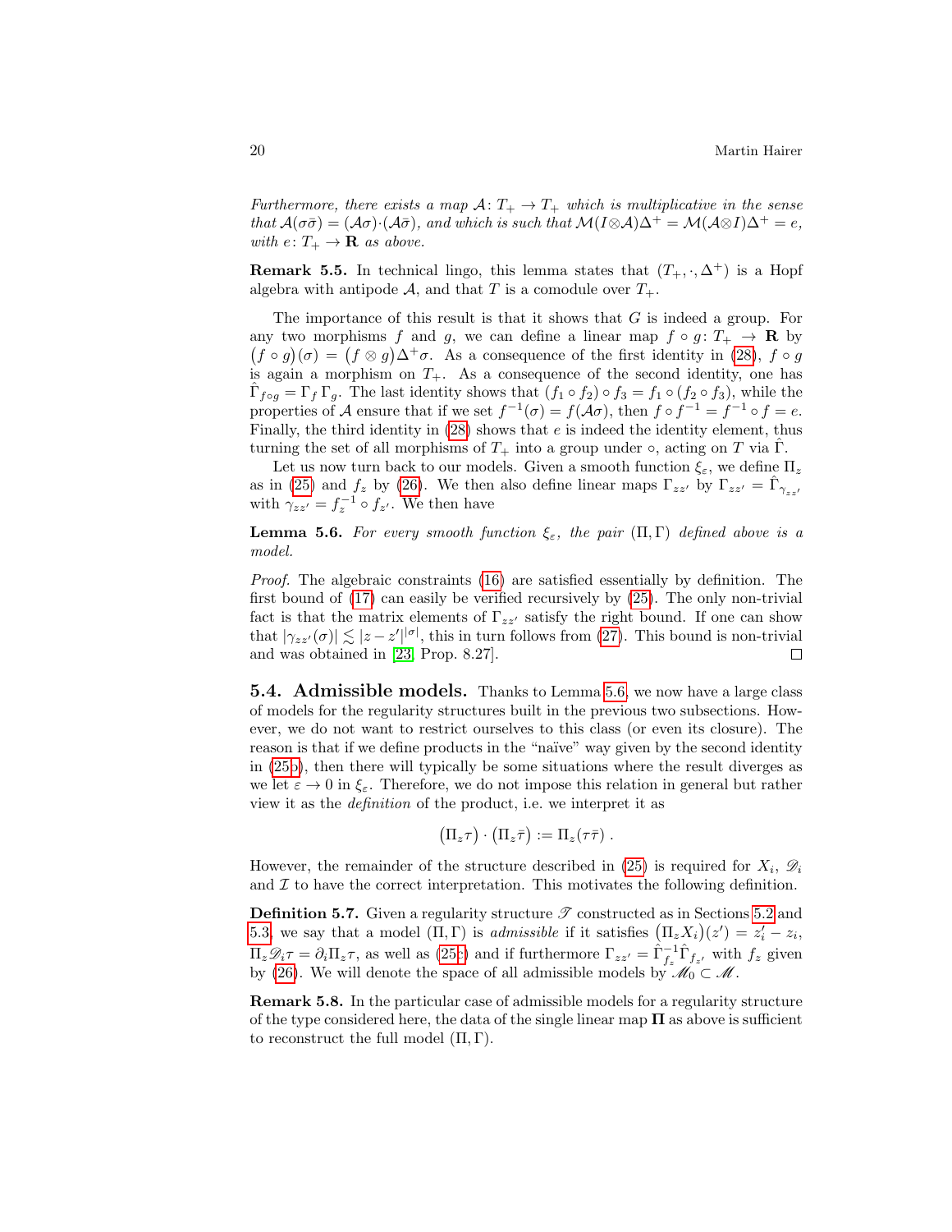*Furthermore, there exists a map $\mathcal{A}\colon T_+ \to T_+$ which is multiplicative in the sense that $\mathcal{A}(\sigma\bar\sigma) = (\mathcal{A}\sigma)\cdot(\mathcal{A}\bar\sigma)$, and which is such that $\mathcal{M}(I\otimes\mathcal{A})\Delta^+ = \mathcal{M}(\mathcal{A}\otimes I)\Delta^+ = e$, with $e\colon T_+ \to \mathbf{R}$ as above.*

**Remark 5.5.** In technical lingo, this lemma states that $(T_+,\cdot,\Delta^+)$ is a Hopf algebra with antipode $\mathcal{A}$, and that $T$ is a comodule over $T_+$.

The importance of this result is that it shows that $G$ is indeed a group. For any two morphisms $f$ and $g$, we can define a linear map $f\circ g\colon T_+ \to \mathbf{R}$ by $\big(f\circ g\big)(\sigma) = \big(f\otimes g\big)\Delta^+\sigma$. As a consequence of the first identity in (28), $f\circ g$ is again a morphism on $T_+$. As a consequence of the second identity, one has $\hat\Gamma_{f\circ g} = \Gamma_f\,\Gamma_g$. The last identity shows that $(f_1\circ f_2)\circ f_3 = f_1\circ(f_2\circ f_3)$, while the properties of $\mathcal{A}$ ensure that if we set $f^{-1}(\sigma) = f(\mathcal{A}\sigma)$, then $f\circ f^{-1} = f^{-1}\circ f = e$. Finally, the third identity in (28) shows that $e$ is indeed the identity element, thus turning the set of all morphisms of $T_+$ into a group under $\circ$, acting on $T$ via $\hat\Gamma$.

Let us now turn back to our models. Given a smooth function $\xi_\varepsilon$, we define $\Pi_z$ as in (25) and $f_z$ by (26). We then also define linear maps $\Gamma_{zz'}$ by $\Gamma_{zz'} = \hat\Gamma_{\gamma_{zz'}}$ with $\gamma_{zz'} = f_z^{-1}\circ f_{z'}$. We then have

**Lemma 5.6.** *For every smooth function $\xi_\varepsilon$, the pair $(\Pi,\Gamma)$ defined above is a model.*

*Proof.* The algebraic constraints (16) are satisfied essentially by definition. The first bound of (17) can easily be verified recursively by (25). The only non-trivial fact is that the matrix elements of $\Gamma_{zz'}$ satisfy the right bound. If one can show that $|\gamma_{zz'}(\sigma)| \lesssim |z-z'|^{|\sigma|}$, this in turn follows from (27). This bound is non-trivial and was obtained in [23, Prop. 8.27]. □

## 5.4. Admissible models.

Thanks to Lemma 5.6, we now have a large class of models for the regularity structures built in the previous two subsections. However, we do not want to restrict ourselves to this class (or even its closure). The reason is that if we define products in the "naïve" way given by the second identity in (25b), then there will typically be some situations where the result diverges as we let $\varepsilon\to 0$ in $\xi_\varepsilon$. Therefore, we do not impose this relation in general but rather view it as the *definition* of the product, i.e. we interpret it as

$$\big(\Pi_z\tau\big)\cdot\big(\Pi_z\bar\tau\big) := \Pi_z(\tau\bar\tau)\;.$$

However, the remainder of the structure described in (25) is required for $X_i$, $\mathscr{D}_i$ and $\mathcal{I}$ to have the correct interpretation. This motivates the following definition.

**Definition 5.7.** Given a regularity structure $\mathscr{T}$ constructed as in Sections 5.2 and 5.3, we say that a model $(\Pi,\Gamma)$ is *admissible* if it satisfies $\big(\Pi_z X_i\big)(z') = z_i'-z_i$, $\Pi_z\mathscr{D}_i\tau = \partial_i\Pi_z\tau$, as well as (25c) and if furthermore $\Gamma_{zz'} = \hat\Gamma_{f_z}^{-1}\hat\Gamma_{f_{z'}}$ with $f_z$ given by (26). We will denote the space of all admissible models by $\mathscr{M}_0\subset\mathscr{M}$.

**Remark 5.8.** In the particular case of admissible models for a regularity structure of the type considered here, the data of the single linear map $\mathbf{\Pi}$ as above is sufficient to reconstruct the full model $(\Pi,\Gamma)$.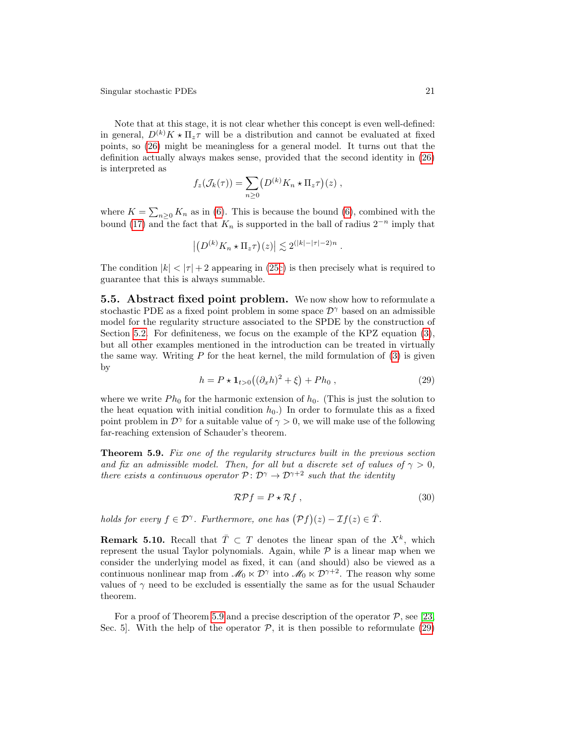Note that at this stage, it is not clear whether this concept is even well-defined: in general, $D^{(k)}K \star \Pi_z \tau$ will be a distribution and cannot be evaluated at fixed points, so (26) might be meaningless for a general model. It turns out that the definition actually always makes sense, provided that the second identity in (26) is interpreted as

$$f_z(\mathcal{J}_k(\tau)) = \sum_{n \geq 0} \big(D^{(k)} K_n \star \Pi_z \tau\big)(z) \;,$$

where $K = \sum_{n \geq 0} K_n$ as in (6). This is because the bound (6), combined with the bound (17) and the fact that $K_n$ is supported in the ball of radius $2^{-n}$ imply that

$$\big|\big(D^{(k)} K_n \star \Pi_z \tau\big)(z)\big| \lesssim 2^{(|k| - |\tau| - 2)n} \;.$$

The condition $|k| < |\tau| + 2$ appearing in (25c) is then precisely what is required to guarantee that this is always summable.

## 5.5. Abstract fixed point problem.

We now show how to reformulate a stochastic PDE as a fixed point problem in some space $\mathcal{D}^\gamma$ based on an admissible model for the regularity structure associated to the SPDE by the construction of Section 5.2. For definiteness, we focus on the example of the KPZ equation (3), but all other examples mentioned in the introduction can be treated in virtually the same way. Writing $P$ for the heat kernel, the mild formulation of (3) is given by

$$h = P \star \mathbf{1}_{t>0}\big((\partial_x h)^2 + \xi\big) + P h_0 \;, \tag{29}$$

where we write $P h_0$ for the harmonic extension of $h_0$. (This is just the solution to the heat equation with initial condition $h_0$.) In order to formulate this as a fixed point problem in $\mathcal{D}^\gamma$ for a suitable value of $\gamma > 0$, we will make use of the following far-reaching extension of Schauder's theorem.

**Theorem 5.9.** *Fix one of the regularity structures built in the previous section and fix an admissible model. Then, for all but a discrete set of values of $\gamma > 0$, there exists a continuous operator $\mathcal{P} \colon \mathcal{D}^\gamma \to \mathcal{D}^{\gamma+2}$ such that the identity*

$$\mathcal{R}\mathcal{P} f = P \star \mathcal{R} f \;, \tag{30}$$

*holds for every $f \in \mathcal{D}^\gamma$. Furthermore, one has $\big(\mathcal{P} f\big)(z) - \mathcal{I} f(z) \in \bar{T}$.*

**Remark 5.10.** Recall that $\bar{T} \subset T$ denotes the linear span of the $X^k$, which represent the usual Taylor polynomials. Again, while $\mathcal{P}$ is a linear map when we consider the underlying model as fixed, it can (and should) also be viewed as a continuous nonlinear map from $\mathscr{M}_0 \ltimes \mathcal{D}^\gamma$ into $\mathscr{M}_0 \ltimes \mathcal{D}^{\gamma+2}$. The reason why some values of $\gamma$ need to be excluded is essentially the same as for the usual Schauder theorem.

For a proof of Theorem 5.9 and a precise description of the operator $\mathcal{P}$, see [23, Sec. 5]. With the help of the operator $\mathcal{P}$, it is then possible to reformulate (29)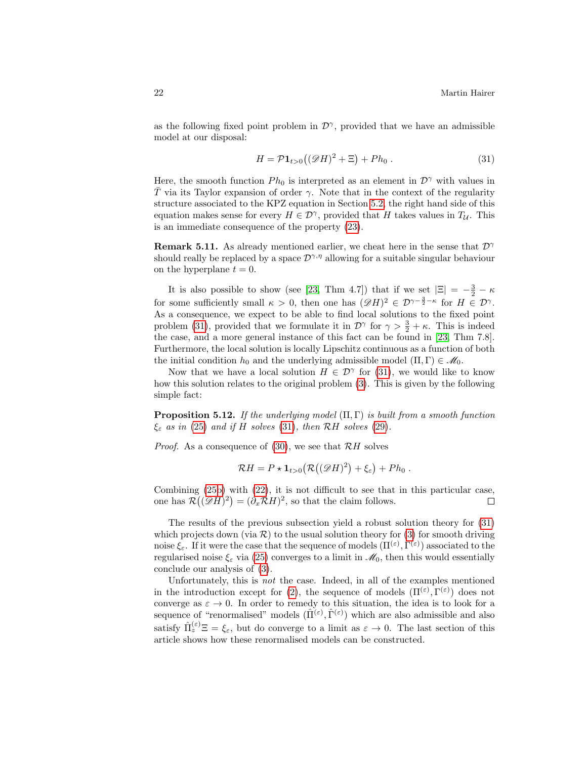as the following fixed point problem in $\mathcal{D}^\gamma$, provided that we have an admissible model at our disposal:

$$H = \mathcal{P}\mathbf{1}_{t>0}\big((\mathscr{D}H)^2 + \Xi\big) + Ph_0\;. \tag{31}$$

Here, the smooth function $Ph_0$ is interpreted as an element in $\mathcal{D}^\gamma$ with values in $\bar{T}$ via its Taylor expansion of order $\gamma$. Note that in the context of the regularity structure associated to the KPZ equation in Section 5.2, the right hand side of this equation makes sense for every $H \in \mathcal{D}^\gamma$, provided that $H$ takes values in $T_{\mathcal{U}}$. This is an immediate consequence of the property (23).

**Remark 5.11.** As already mentioned earlier, we cheat here in the sense that $\mathcal{D}^\gamma$ should really be replaced by a space $\mathcal{D}^{\gamma,\eta}$ allowing for a suitable singular behaviour on the hyperplane $t = 0$.

It is also possible to show (see [23, Thm 4.7]) that if we set $|\Xi| = -\frac{3}{2} - \kappa$ for some sufficiently small $\kappa > 0$, then one has $(\mathscr{D}H)^2 \in \mathcal{D}^{\gamma-\frac{3}{2}-\kappa}$ for $H \in \mathcal{D}^\gamma$. As a consequence, we expect to be able to find local solutions to the fixed point problem (31), provided that we formulate it in $\mathcal{D}^\gamma$ for $\gamma > \frac{3}{2} + \kappa$. This is indeed the case, and a more general instance of this fact can be found in [23, Thm 7.8]. Furthermore, the local solution is locally Lipschitz continuous as a function of both the initial condition $h_0$ and the underlying admissible model $(\Pi, \Gamma) \in \mathscr{M}_0$.

Now that we have a local solution $H \in \mathcal{D}^\gamma$ for (31), we would like to know how this solution relates to the original problem (3). This is given by the following simple fact:

**Proposition 5.12.** *If the underlying model $(\Pi, \Gamma)$ is built from a smooth function $\xi_\varepsilon$ as in (25) and if $H$ solves (31), then $\mathcal{R}H$ solves (29).*

*Proof.* As a consequence of (30), we see that $\mathcal{R}H$ solves

$$\mathcal{R}H = P \star \mathbf{1}_{t>0}\big(\mathcal{R}\big((\mathscr{D}H)^2\big) + \xi_\varepsilon\big) + Ph_0\;.$$

Combining (25b) with (22), it is not difficult to see that in this particular case, one has $\mathcal{R}\big((\mathscr{D}H)^2\big) = (\partial_x \mathcal{R}H)^2$, so that the claim follows. $\square$

The results of the previous subsection yield a robust solution theory for (31) which projects down (via $\mathcal{R}$) to the usual solution theory for (3) for smooth driving noise $\xi_\varepsilon$. If it were the case that the sequence of models $(\Pi^{(\varepsilon)}, \Gamma^{(\varepsilon)})$ associated to the regularised noise $\xi_\varepsilon$ via (25) converges to a limit in $\mathscr{M}_0$, then this would essentially conclude our analysis of (3).

Unfortunately, this is *not* the case. Indeed, in all of the examples mentioned in the introduction except for (2), the sequence of models $(\Pi^{(\varepsilon)}, \Gamma^{(\varepsilon)})$ does not converge as $\varepsilon \to 0$. In order to remedy to this situation, the idea is to look for a sequence of "renormalised" models $(\hat{\Pi}^{(\varepsilon)}, \hat{\Gamma}^{(\varepsilon)})$ which are also admissible and also satisfy $\hat{\Pi}^{(\varepsilon)}_z \Xi = \xi_\varepsilon$, but do converge to a limit as $\varepsilon \to 0$. The last section of this article shows how these renormalised models can be constructed.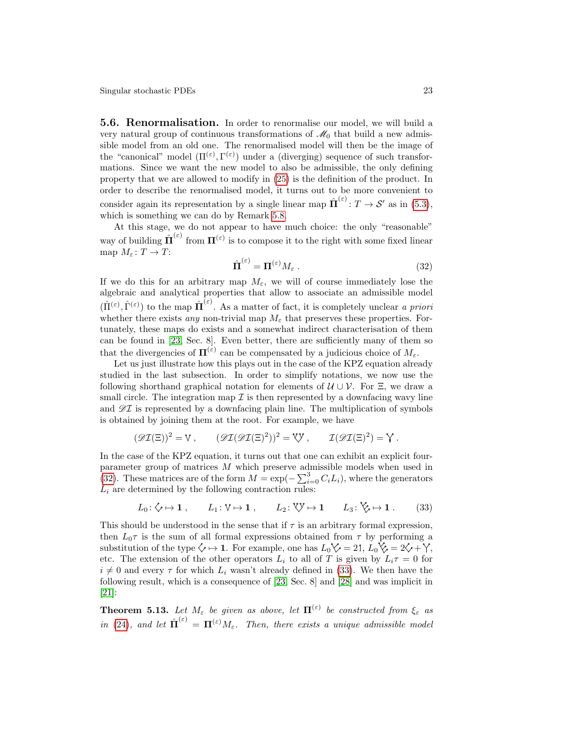**5.6. Renormalisation.** In order to renormalise our model, we will build a very natural group of continuous transformations of $\mathscr{M}_0$ that build a new admissible model from an old one. The renormalised model will then be the image of the "canonical" model $(\Pi^{(\varepsilon)}, \Gamma^{(\varepsilon)})$ under a (diverging) sequence of such transformations. Since we want the new model to also be admissible, the only defining property that we are allowed to modify in (25) is the definition of the product. In order to describe the renormalised model, it turns out to be more convenient to consider again its representation by a single linear map $\hat{\mathbf{\Pi}}^{(\varepsilon)} \colon T \to \mathcal{S}'$ as in (5.3), which is something we can do by Remark 5.8.

At this stage, we do not appear to have much choice: the only "reasonable" way of building $\hat{\mathbf{\Pi}}^{(\varepsilon)}$ from $\mathbf{\Pi}^{(\varepsilon)}$ is to compose it to the right with some fixed linear map $M_\varepsilon \colon T \to T$:

$$\hat{\mathbf{\Pi}}^{(\varepsilon)} = \mathbf{\Pi}^{(\varepsilon)} M_\varepsilon \,. \tag{32}$$

If we do this for an arbitrary map $M_\varepsilon$, we will of course immediately lose the algebraic and analytical properties that allow to associate an admissible model $(\hat{\Pi}^{(\varepsilon)}, \hat{\Gamma}^{(\varepsilon)})$ to the map $\hat{\mathbf{\Pi}}^{(\varepsilon)}$. As a matter of fact, it is completely unclear *a priori* whether there exists *any* non-trivial map $M_\varepsilon$ that preserves these properties. Fortunately, these maps do exists and a somewhat indirect characterisation of them can be found in [23, Sec. 8]. Even better, there are sufficiently many of them so that the divergencies of $\mathbf{\Pi}^{(\varepsilon)}$ can be compensated by a judicious choice of $M_\varepsilon$.

Let us just illustrate how this plays out in the case of the KPZ equation already studied in the last subsection. In order to simplify notations, we now use the following shorthand graphical notation for elements of $\mathcal{U} \cup \mathcal{V}$. For $\Xi$, we draw a small circle. The integration map $\mathcal{I}$ is then represented by a downfacing wavy line and $\mathscr{D}\mathcal{I}$ is represented by a downfacing plain line. The multiplication of symbols is obtained by joining them at the root. For example, we have

$$(\mathscr{D}\mathcal{I}(\Xi))^2 = \vee \,, \qquad (\mathscr{D}\mathcal{I}(\mathscr{D}\mathcal{I}(\Xi)^2))^2 = \vee\!\!\vee \,, \qquad \mathcal{I}(\mathscr{D}\mathcal{I}(\Xi)^2) = \curlyvee \,.$$

In the case of the KPZ equation, it turns out that one can exhibit an explicit four-parameter group of matrices $M$ which preserve admissible models when used in (32). These matrices are of the form $M = \exp(-\sum_{i=0}^3 C_i L_i)$, where the generators $L_i$ are determined by the following contraction rules:

$$L_0 \colon \diamond \mapsto \mathbf{1} \,, \qquad L_1 \colon \vee \mapsto \mathbf{1} \,, \qquad L_2 \colon \vee\!\!\vee \mapsto \mathbf{1} \qquad L_3 \colon \vee\!\!\diamond \mapsto \mathbf{1} \,. \tag{33}$$

This should be understood in the sense that if $\tau$ is an arbitrary formal expression, then $L_0\tau$ is the sum of all formal expressions obtained from $\tau$ by performing a substitution of the type $\diamond \mapsto \mathbf{1}$. For example, one has $L_0 \vee\!\!\diamond = 2\,\mathord{\upharpoonleft}$, $L_0 \vee\!\!\diamond\!\!\diamond = 2\diamond + \curlyvee$, etc. The extension of the other operators $L_i$ to all of $T$ is given by $L_i\tau = 0$ for $i \neq 0$ and every $\tau$ for which $L_i$ wasn't already defined in (33). We then have the following result, which is a consequence of [23, Sec. 8] and [28] and was implicit in [21]:

**Theorem 5.13.** *Let $M_\varepsilon$ be given as above, let $\mathbf{\Pi}^{(\varepsilon)}$ be constructed from $\xi_\varepsilon$ as in (24), and let $\hat{\mathbf{\Pi}}^{(\varepsilon)} = \mathbf{\Pi}^{(\varepsilon)} M_\varepsilon$. Then, there exists a unique admissible model*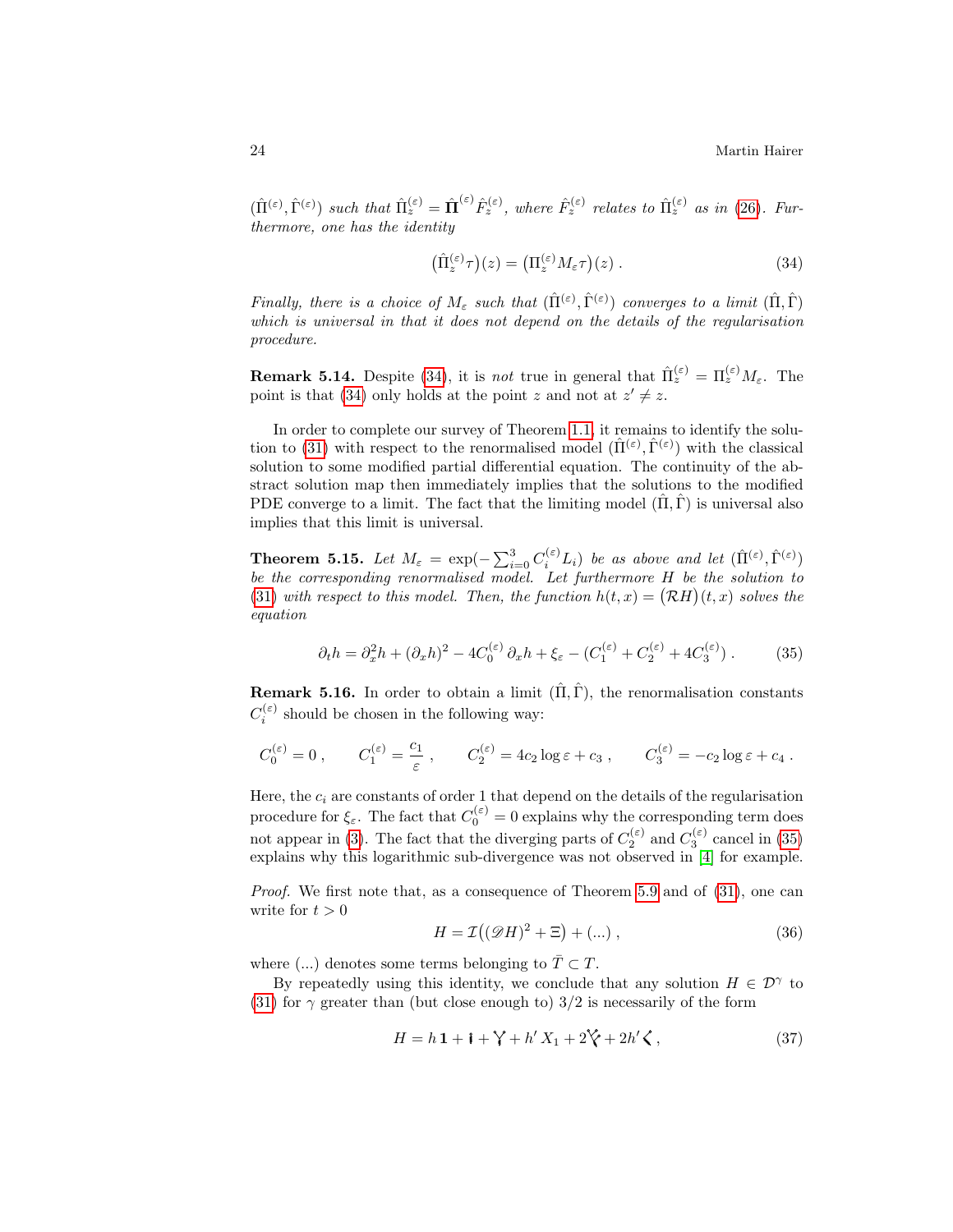$(\hat\Pi^{(\varepsilon)}, \hat\Gamma^{(\varepsilon)})$ *such that* $\hat\Pi^{(\varepsilon)}_z = \hat{\mathbf{\Pi}}^{(\varepsilon)} \hat F^{(\varepsilon)}_z$*, where* $\hat F^{(\varepsilon)}_z$ *relates to* $\hat\Pi^{(\varepsilon)}_z$ *as in* (26)*. Furthermore, one has the identity*

$$\big(\hat\Pi^{(\varepsilon)}_z \tau\big)(z) = \big(\Pi^{(\varepsilon)}_z M_\varepsilon \tau\big)(z)\;. \tag{34}$$

*Finally, there is a choice of* $M_\varepsilon$ *such that* $(\hat\Pi^{(\varepsilon)}, \hat\Gamma^{(\varepsilon)})$ *converges to a limit* $(\hat\Pi, \hat\Gamma)$ *which is universal in that it does not depend on the details of the regularisation procedure.*

**Remark 5.14.** Despite (34), it is *not* true in general that $\hat\Pi^{(\varepsilon)}_z = \Pi^{(\varepsilon)}_z M_\varepsilon$. The point is that (34) only holds at the point $z$ and not at $z' \neq z$.

In order to complete our survey of Theorem 1.1, it remains to identify the solution to (31) with respect to the renormalised model $(\hat\Pi^{(\varepsilon)}, \hat\Gamma^{(\varepsilon)})$ with the classical solution to some modified partial differential equation. The continuity of the abstract solution map then immediately implies that the solutions to the modified PDE converge to a limit. The fact that the limiting model $(\hat\Pi, \hat\Gamma)$ is universal also implies that this limit is universal.

**Theorem 5.15.** *Let* $M_\varepsilon = \exp(-\sum_{i=0}^3 C_i^{(\varepsilon)} L_i)$ *be as above and let* $(\hat\Pi^{(\varepsilon)}, \hat\Gamma^{(\varepsilon)})$ *be the corresponding renormalised model. Let furthermore* $H$ *be the solution to* (31) *with respect to this model. Then, the function* $h(t,x) = \big(\mathcal{R}H\big)(t,x)$ *solves the equation*

$$\partial_t h = \partial_x^2 h + (\partial_x h)^2 - 4C_0^{(\varepsilon)}\,\partial_x h + \xi_\varepsilon - (C_1^{(\varepsilon)} + C_2^{(\varepsilon)} + 4C_3^{(\varepsilon)})\;. \tag{35}$$

**Remark 5.16.** In order to obtain a limit $(\hat\Pi, \hat\Gamma)$, the renormalisation constants $C_i^{(\varepsilon)}$ should be chosen in the following way:

$$C_0^{(\varepsilon)} = 0\;, \qquad C_1^{(\varepsilon)} = \frac{c_1}{\varepsilon}\;, \qquad C_2^{(\varepsilon)} = 4c_2 \log\varepsilon + c_3\;, \qquad C_3^{(\varepsilon)} = -c_2\log\varepsilon + c_4\;.$$

Here, the $c_i$ are constants of order 1 that depend on the details of the regularisation procedure for $\xi_\varepsilon$. The fact that $C_0^{(\varepsilon)} = 0$ explains why the corresponding term does not appear in (3). The fact that the diverging parts of $C_2^{(\varepsilon)}$ and $C_3^{(\varepsilon)}$ cancel in (35) explains why this logarithmic sub-divergence was not observed in [4] for example.

*Proof.* We first note that, as a consequence of Theorem 5.9 and of (31), one can write for $t > 0$

$$H = \mathcal{I}\big((\mathscr{D}H)^2 + \Xi\big) + (\ldots)\;, \tag{36}$$

where $(\ldots)$ denotes some terms belonging to $\bar T \subset T$.

By repeatedly using this identity, we conclude that any solution $H \in \mathcal{D}^\gamma$ to (31) for $\gamma$ greater than (but close enough to) $3/2$ is necessarily of the form

$$H = h\,\mathbf{1} + \mathbf{i} + \mathbf{Y} + h'\,X_1 + 2\mathbf{\Psi} + 2h'\,\mathbf{<}\,, \tag{37}$$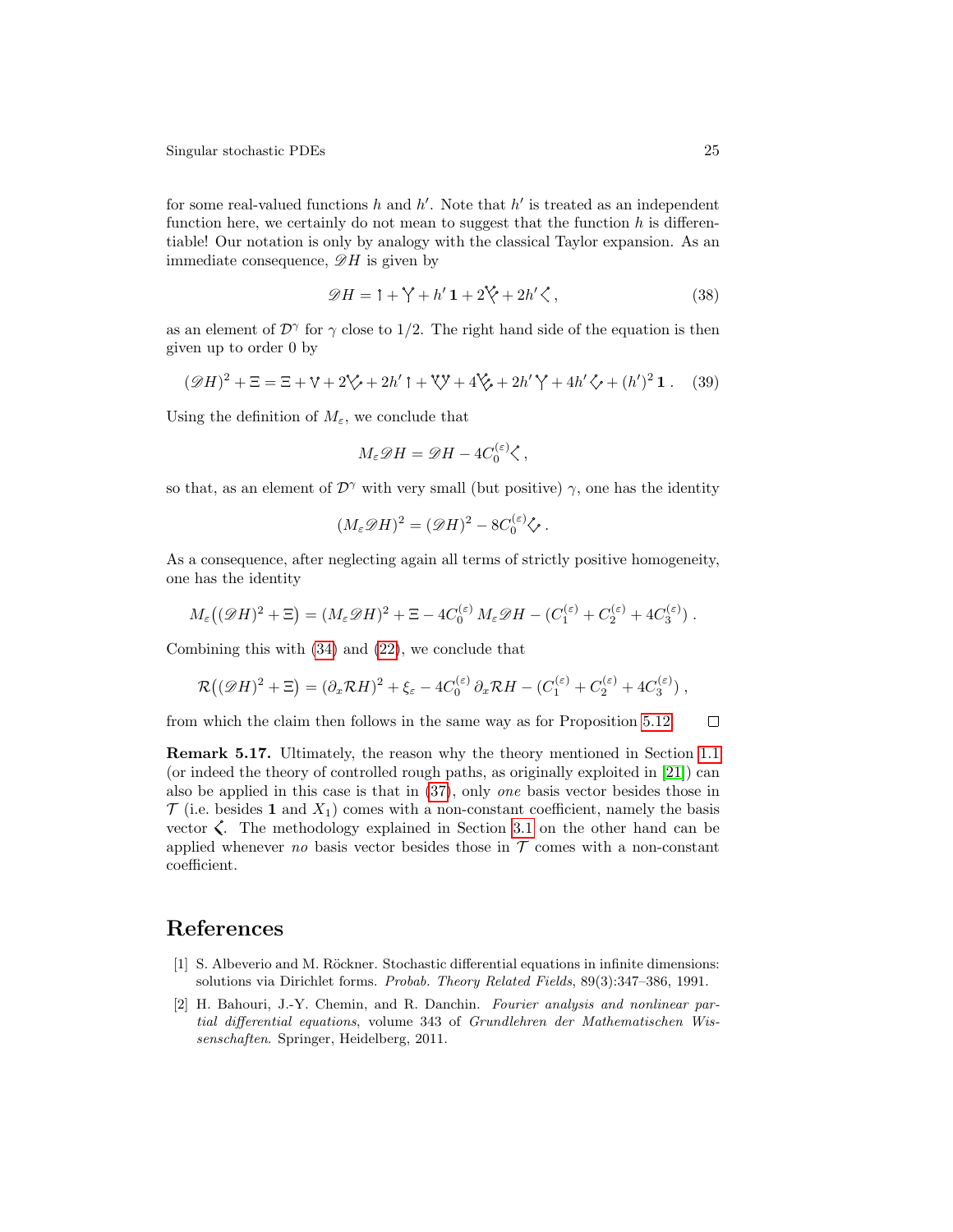for some real-valued functions $h$ and $h'$. Note that $h'$ is treated as an independent function here, we certainly do not mean to suggest that the function $h$ is differentiable! Our notation is only by analogy with the classical Taylor expansion. As an immediate consequence, $\mathscr{D}H$ is given by

$$\mathscr{D}H = \upharpoonleft + \curlyvee + h'\,\mathbf{1} + 2\Psi + 2h'\lessdot\,, \tag{38}$$

as an element of $\mathcal{D}^\gamma$ for $\gamma$ close to $1/2$. The right hand side of the equation is then given up to order 0 by

$$(\mathscr{D}H)^2 + \Xi = \Xi + \vee + 2\veebar + 2h'\upharpoonleft + \curlyvee\!\vee + 4\Psi\!\vee + 2h'\curlyvee + 4h'\diamond + (h')^2\,\mathbf{1}\,. \tag{39}$$

Using the definition of $M_\varepsilon$, we conclude that

$$M_\varepsilon \mathscr{D}H = \mathscr{D}H - 4C_0^{(\varepsilon)}\lessdot\,,$$

so that, as an element of $\mathcal{D}^\gamma$ with very small (but positive) $\gamma$, one has the identity

$$(M_\varepsilon \mathscr{D}H)^2 = (\mathscr{D}H)^2 - 8C_0^{(\varepsilon)}\diamond\,.$$

As a consequence, after neglecting again all terms of strictly positive homogeneity, one has the identity

$$M_\varepsilon\big((\mathscr{D}H)^2 + \Xi\big) = (M_\varepsilon \mathscr{D}H)^2 + \Xi - 4C_0^{(\varepsilon)}\, M_\varepsilon \mathscr{D}H - (C_1^{(\varepsilon)} + C_2^{(\varepsilon)} + 4C_3^{(\varepsilon)})\,.$$

Combining this with (34) and (22), we conclude that

$$\mathcal{R}\big((\mathscr{D}H)^2 + \Xi\big) = (\partial_x \mathcal{R}H)^2 + \xi_\varepsilon - 4C_0^{(\varepsilon)}\,\partial_x \mathcal{R}H - (C_1^{(\varepsilon)} + C_2^{(\varepsilon)} + 4C_3^{(\varepsilon)})\,,$$

from which the claim then follows in the same way as for Proposition 5.12. □

**Remark 5.17.** Ultimately, the reason why the theory mentioned in Section 1.1 (or indeed the theory of controlled rough paths, as originally exploited in [21]) can also be applied in this case is that in (37), only *one* basis vector besides those in $\mathcal{T}$ (i.e. besides $\mathbf{1}$ and $X_1$) comes with a non-constant coefficient, namely the basis vector $\lessdot$. The methodology explained in Section 3.1 on the other hand can be applied whenever *no* basis vector besides those in $\mathcal{T}$ comes with a non-constant coefficient.

# References

[1] S. Albeverio and M. Röckner. Stochastic differential equations in infinite dimensions: solutions via Dirichlet forms. *Probab. Theory Related Fields*, 89(3):347–386, 1991.

[2] H. Bahouri, J.-Y. Chemin, and R. Danchin. *Fourier analysis and nonlinear partial differential equations*, volume 343 of *Grundlehren der Mathematischen Wissenschaften*. Springer, Heidelberg, 2011.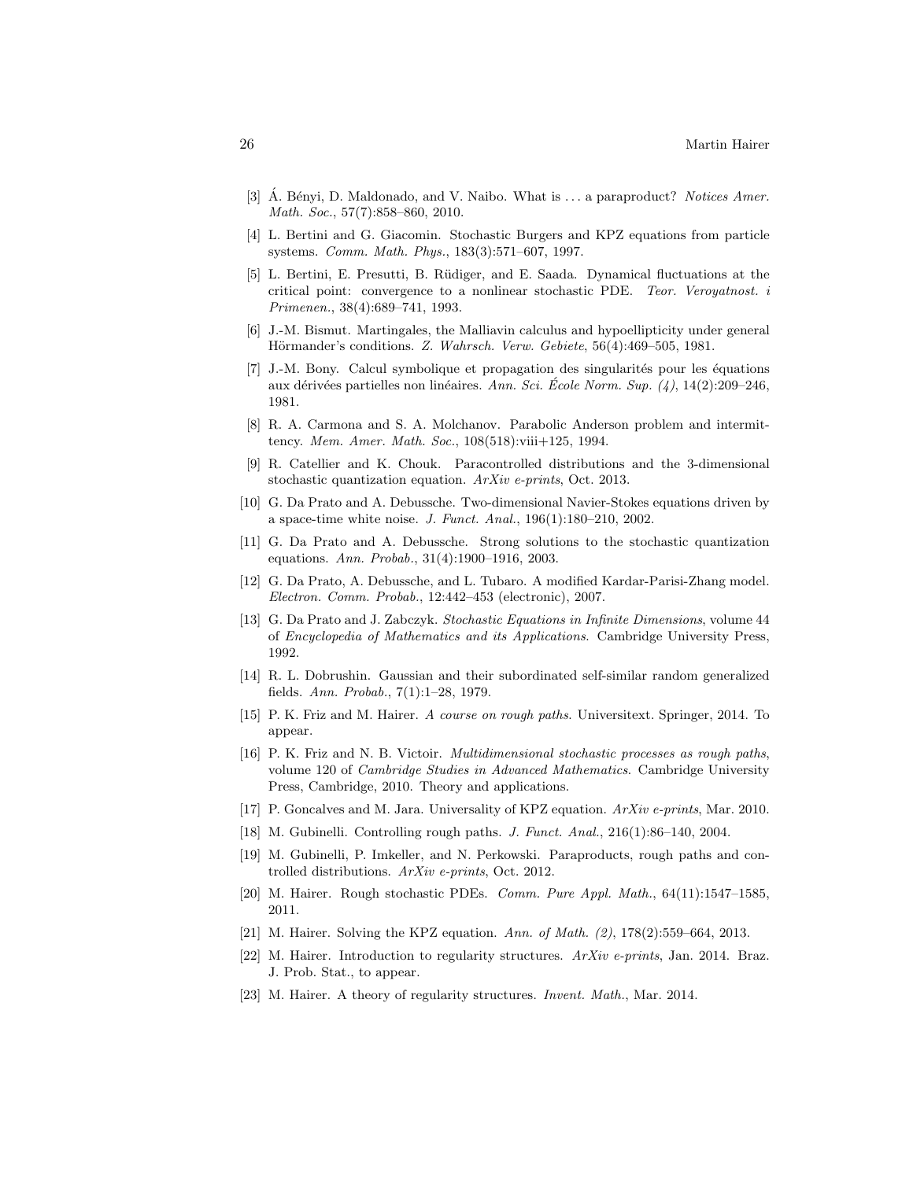[3] Á. Bényi, D. Maldonado, and V. Naibo. What is ... a paraproduct? *Notices Amer. Math. Soc.*, 57(7):858–860, 2010.

[4] L. Bertini and G. Giacomin. Stochastic Burgers and KPZ equations from particle systems. *Comm. Math. Phys.*, 183(3):571–607, 1997.

[5] L. Bertini, E. Presutti, B. Rüdiger, and E. Saada. Dynamical fluctuations at the critical point: convergence to a nonlinear stochastic PDE. *Teor. Veroyatnost. i Primenen.*, 38(4):689–741, 1993.

[6] J.-M. Bismut. Martingales, the Malliavin calculus and hypoellipticity under general Hörmander's conditions. *Z. Wahrsch. Verw. Gebiete*, 56(4):469–505, 1981.

[7] J.-M. Bony. Calcul symbolique et propagation des singularités pour les équations aux dérivées partielles non linéaires. *Ann. Sci. École Norm. Sup. (4)*, 14(2):209–246, 1981.

[8] R. A. Carmona and S. A. Molchanov. Parabolic Anderson problem and intermittency. *Mem. Amer. Math. Soc.*, 108(518):viii+125, 1994.

[9] R. Catellier and K. Chouk. Paracontrolled distributions and the 3-dimensional stochastic quantization equation. *ArXiv e-prints*, Oct. 2013.

[10] G. Da Prato and A. Debussche. Two-dimensional Navier-Stokes equations driven by a space-time white noise. *J. Funct. Anal.*, 196(1):180–210, 2002.

[11] G. Da Prato and A. Debussche. Strong solutions to the stochastic quantization equations. *Ann. Probab.*, 31(4):1900–1916, 2003.

[12] G. Da Prato, A. Debussche, and L. Tubaro. A modified Kardar-Parisi-Zhang model. *Electron. Comm. Probab.*, 12:442–453 (electronic), 2007.

[13] G. Da Prato and J. Zabczyk. *Stochastic Equations in Infinite Dimensions*, volume 44 of *Encyclopedia of Mathematics and its Applications*. Cambridge University Press, 1992.

[14] R. L. Dobrushin. Gaussian and their subordinated self-similar random generalized fields. *Ann. Probab.*, 7(1):1–28, 1979.

[15] P. K. Friz and M. Hairer. *A course on rough paths*. Universitext. Springer, 2014. To appear.

[16] P. K. Friz and N. B. Victoir. *Multidimensional stochastic processes as rough paths*, volume 120 of *Cambridge Studies in Advanced Mathematics*. Cambridge University Press, Cambridge, 2010. Theory and applications.

[17] P. Goncalves and M. Jara. Universality of KPZ equation. *ArXiv e-prints*, Mar. 2010.

[18] M. Gubinelli. Controlling rough paths. *J. Funct. Anal.*, 216(1):86–140, 2004.

[19] M. Gubinelli, P. Imkeller, and N. Perkowski. Paraproducts, rough paths and controlled distributions. *ArXiv e-prints*, Oct. 2012.

[20] M. Hairer. Rough stochastic PDEs. *Comm. Pure Appl. Math.*, 64(11):1547–1585, 2011.

[21] M. Hairer. Solving the KPZ equation. *Ann. of Math. (2)*, 178(2):559–664, 2013.

[22] M. Hairer. Introduction to regularity structures. *ArXiv e-prints*, Jan. 2014. Braz. J. Prob. Stat., to appear.

[23] M. Hairer. A theory of regularity structures. *Invent. Math.*, Mar. 2014.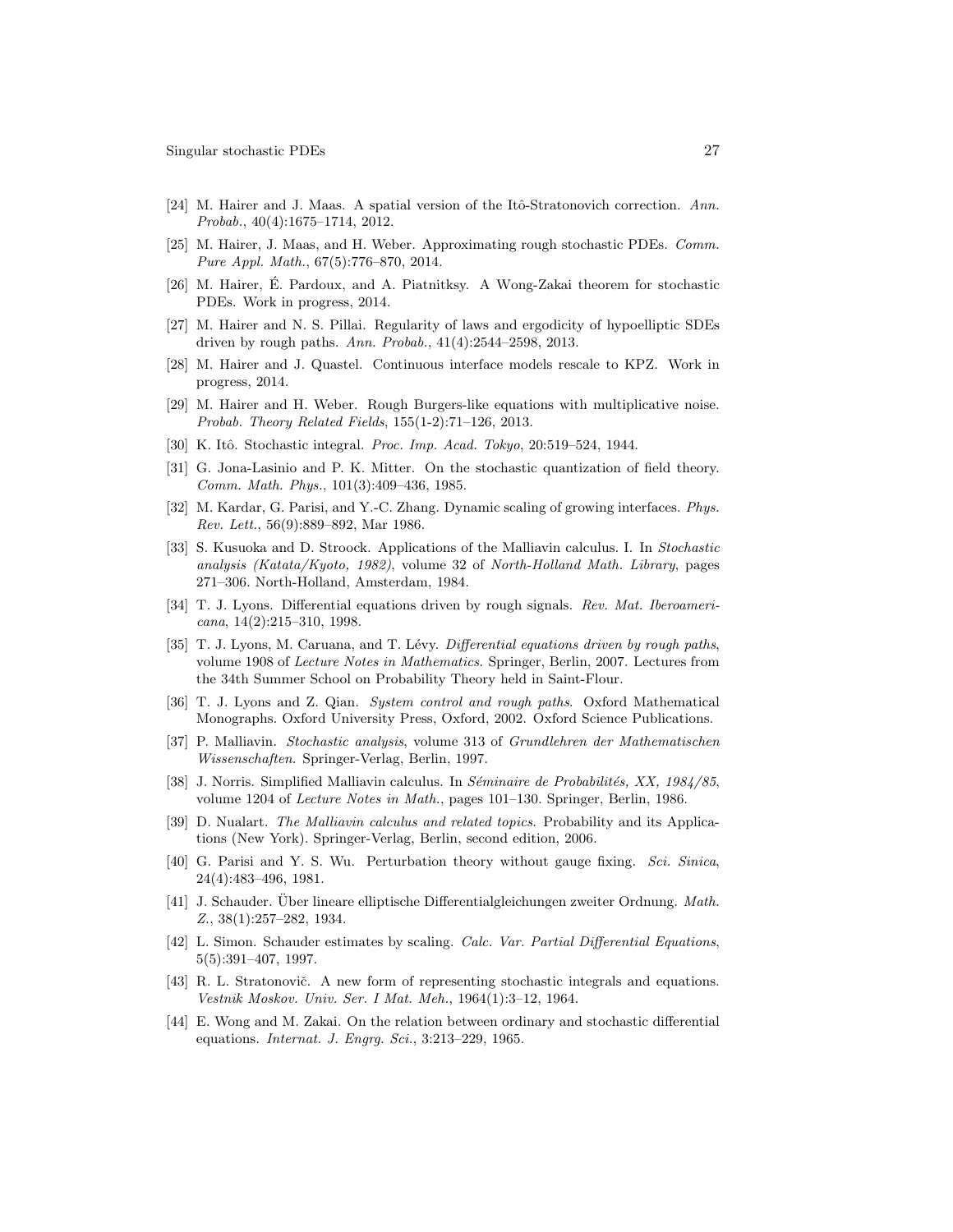[24] M. Hairer and J. Maas. A spatial version of the Itô-Stratonovich correction. *Ann. Probab.*, 40(4):1675–1714, 2012.

[25] M. Hairer, J. Maas, and H. Weber. Approximating rough stochastic PDEs. *Comm. Pure Appl. Math.*, 67(5):776–870, 2014.

[26] M. Hairer, É. Pardoux, and A. Piatnitksy. A Wong-Zakai theorem for stochastic PDEs. Work in progress, 2014.

[27] M. Hairer and N. S. Pillai. Regularity of laws and ergodicity of hypoelliptic SDEs driven by rough paths. *Ann. Probab.*, 41(4):2544–2598, 2013.

[28] M. Hairer and J. Quastel. Continuous interface models rescale to KPZ. Work in progress, 2014.

[29] M. Hairer and H. Weber. Rough Burgers-like equations with multiplicative noise. *Probab. Theory Related Fields*, 155(1-2):71–126, 2013.

[30] K. Itô. Stochastic integral. *Proc. Imp. Acad. Tokyo*, 20:519–524, 1944.

[31] G. Jona-Lasinio and P. K. Mitter. On the stochastic quantization of field theory. *Comm. Math. Phys.*, 101(3):409–436, 1985.

[32] M. Kardar, G. Parisi, and Y.-C. Zhang. Dynamic scaling of growing interfaces. *Phys. Rev. Lett.*, 56(9):889–892, Mar 1986.

[33] S. Kusuoka and D. Stroock. Applications of the Malliavin calculus. I. In *Stochastic analysis (Katata/Kyoto, 1982)*, volume 32 of *North-Holland Math. Library*, pages 271–306. North-Holland, Amsterdam, 1984.

[34] T. J. Lyons. Differential equations driven by rough signals. *Rev. Mat. Iberoamericana*, 14(2):215–310, 1998.

[35] T. J. Lyons, M. Caruana, and T. Lévy. *Differential equations driven by rough paths*, volume 1908 of *Lecture Notes in Mathematics*. Springer, Berlin, 2007. Lectures from the 34th Summer School on Probability Theory held in Saint-Flour.

[36] T. J. Lyons and Z. Qian. *System control and rough paths*. Oxford Mathematical Monographs. Oxford University Press, Oxford, 2002. Oxford Science Publications.

[37] P. Malliavin. *Stochastic analysis*, volume 313 of *Grundlehren der Mathematischen Wissenschaften*. Springer-Verlag, Berlin, 1997.

[38] J. Norris. Simplified Malliavin calculus. In *Séminaire de Probabilités, XX, 1984/85*, volume 1204 of *Lecture Notes in Math.*, pages 101–130. Springer, Berlin, 1986.

[39] D. Nualart. *The Malliavin calculus and related topics*. Probability and its Applications (New York). Springer-Verlag, Berlin, second edition, 2006.

[40] G. Parisi and Y. S. Wu. Perturbation theory without gauge fixing. *Sci. Sinica*, 24(4):483–496, 1981.

[41] J. Schauder. Über lineare elliptische Differentialgleichungen zweiter Ordnung. *Math. Z.*, 38(1):257–282, 1934.

[42] L. Simon. Schauder estimates by scaling. *Calc. Var. Partial Differential Equations*, 5(5):391–407, 1997.

[43] R. L. Stratonovič. A new form of representing stochastic integrals and equations. *Vestnik Moskov. Univ. Ser. I Mat. Meh.*, 1964(1):3–12, 1964.

[44] E. Wong and M. Zakai. On the relation between ordinary and stochastic differential equations. *Internat. J. Engrg. Sci.*, 3:213–229, 1965.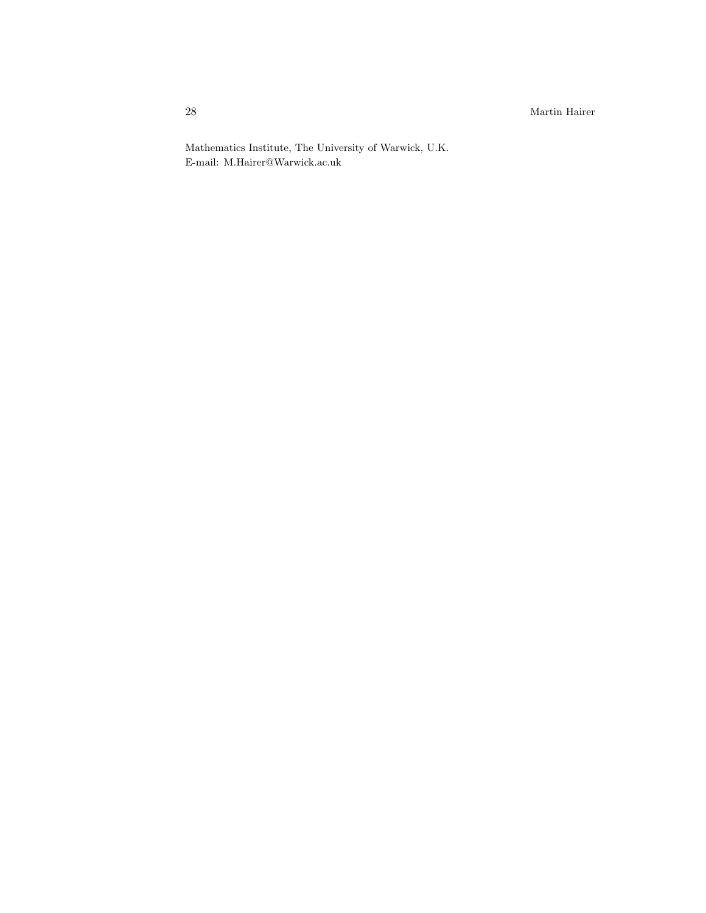Mathematics Institute, The University of Warwick, U.K.
E-mail: M.Hairer@Warwick.ac.uk